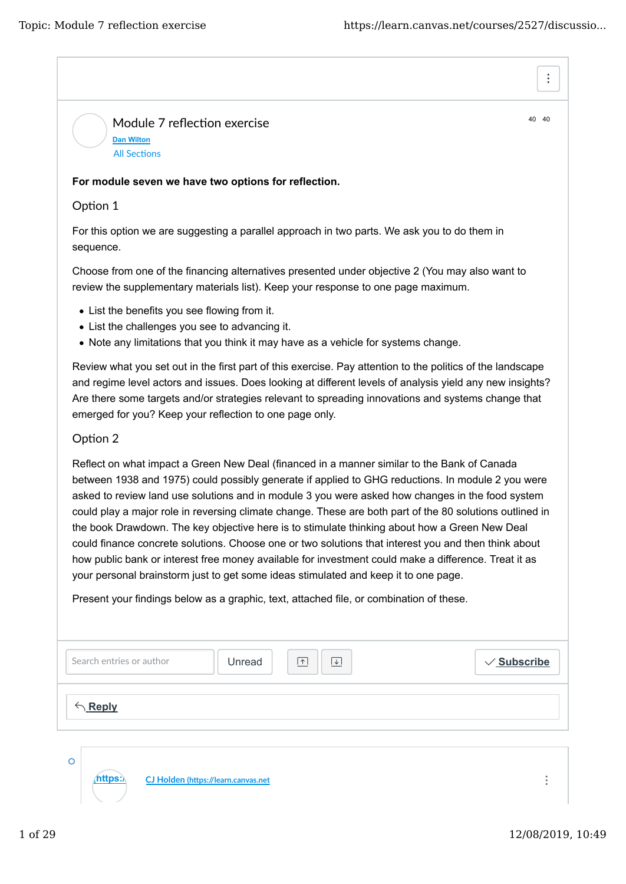# Module 7 reflection exercise

Dan Wilton

All Sections

**For module seven we have two options for reflection.**

## Option 1

For this option we are suggesting a parallel approach in two parts. We ask you to do them in sequence.

Choose from one of the financing alternatives presented under objective 2 (You may also want to review the supplementary materials list). Keep your response to one page maximum.

- List the benefits you see flowing from it.
- List the challenges you see to advancing it.
- Note any limitations that you think it may have as a vehicle for systems change.

Review what you set out in the first part of this exercise. Pay attention to the politics of the landscape and regime level actors and issues. Does looking at different levels of analysis yield any new insights? Are there some targets and/or strategies relevant to spreading innovations and systems change that emerged for you? Keep your reflection to one page only.

## Option 2

Reflect on what impact a Green New Deal (financed in a manner similar to the Bank of Canada between 1938 and 1975) could possibly generate if applied to GHG reductions. In module 2 you were asked to review land use solutions and in module 3 you were asked how changes in the food system could play a major role in reversing climate change. These are both part of the 80 solutions outlined in the book Drawdown. The key objective here is to stimulate thinking about how a Green New Deal could finance concrete solutions. Choose one or two solutions that interest you and then think about how public bank or interest free money available for investment could make a difference. Treat it as your personal brainstorm just to get some ideas stimulated and keep it to one page.

Present your findings below as a graphic, text, attached file, or combination of these.

CJ Holden (https://learn.canvas.net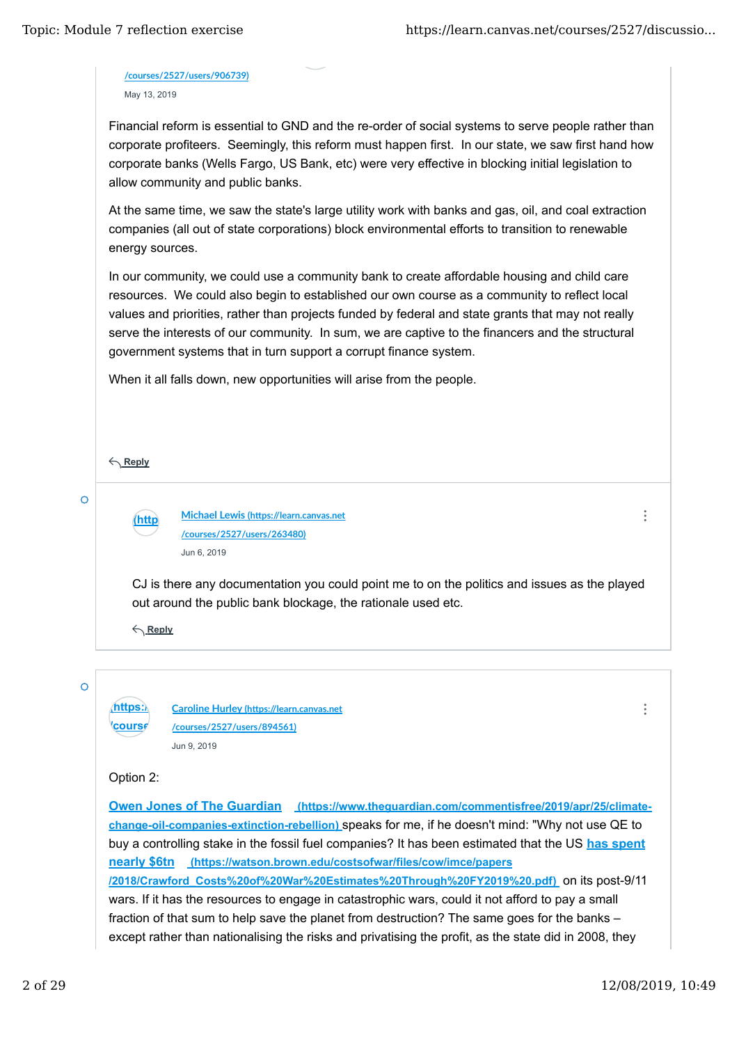/courses/2527/users/906739)

May 13, 2019

Financial reform is essential to GND and the re-order of social systems to serve people rather than corporate profiteers. Seemingly, this reform must happen first. In our state, we saw first hand how corporate banks (Wells Fargo, US Bank, etc) were very effective in blocking initial legislation to allow community and public banks.

At the same time, we saw the state's large utility work with banks and gas, oil, and coal extraction companies (all out of state corporations) block environmental efforts to transition to renewable energy sources.

In our community, we could use a community bank to create affordable housing and child care resources. We could also begin to established our own course as a community to reflect local values and priorities, rather than projects funded by federal and state grants that may not really serve the interests of our community. In sum, we are captive to the financers and the structural government systems that in turn support a corrupt finance system.

When it all falls down, new opportunities will arise from the people.

Reply

---

Michael Lewis (https://learn.canvas.net/courses/2527/users/263480)

Jun 6, 2019

CJ is there any documentation you could point me to on the politics and issues as the played out around the public bank blockage, the rationale used etc.

Reply

---

Caroline Hurley (https://learn.canvas.net/courses/2527/users/894561)

Jun 9, 2019

Option 2:

Owen Jones of The Guardian (https://www.theguardian.com/commentisfree/2019/apr/25/climate-change-oil-companies-extinction-rebellion) speaks for me, if he doesn't mind: "Why not use QE to buy a controlling stake in the fossil fuel companies? It has been estimated that the US has spent nearly $6tn (https://watson.brown.edu/costsofwar/files/cow/imce/papers/2018/Crawford_Costs%20of%20War%20Estimates%20Through%20FY2019%20.pdf) on its post-9/11 wars. If it has the resources to engage in catastrophic wars, could it not afford to pay a small fraction of that sum to help save the planet from destruction? The same goes for the banks – except rather than nationalising the risks and privatising the profit, as the state did in 2008, they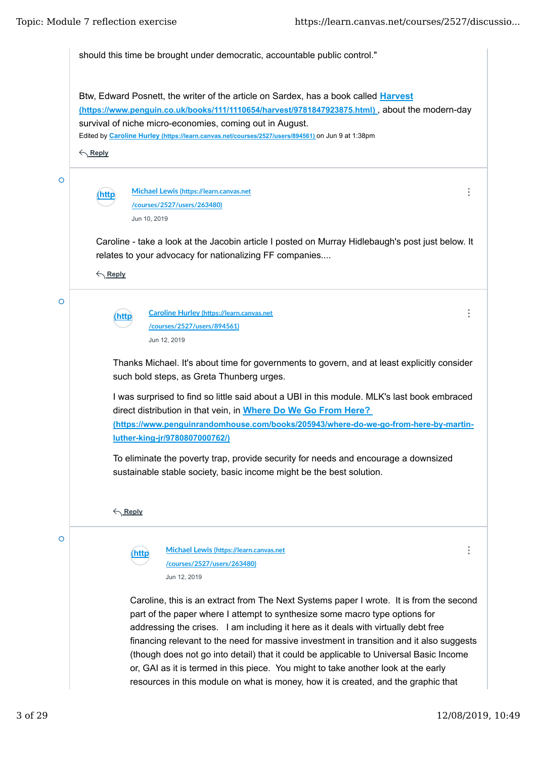should this time be brought under democratic, accountable public control."

Btw, Edward Posnett, the writer of the article on Sardex, has a book called **[Harvest](https://www.penguin.co.uk/books/111/1110654/harvest/9781847923875.html) (https://www.penguin.co.uk/books/111/1110654/harvest/9781847923875.html)**, about the modern-day survival of niche micro-economies, coming out in August.

Edited by [Caroline Hurley](https://learn.canvas.net/courses/2527/users/894561) (https://learn.canvas.net/courses/2527/users/894561) on Jun 9 at 1:38pm

Reply

---

(http

[Michael Lewis](https://learn.canvas.net/courses/2527/users/263480) (https://learn.canvas.net/courses/2527/users/263480)

Jun 10, 2019

Caroline - take a look at the Jacobin article I posted on Murray Hidlebaugh's post just below. It relates to your advocacy for nationalizing FF companies....

Reply

---

(http

[Caroline Hurley](https://learn.canvas.net/courses/2527/users/894561) (https://learn.canvas.net/courses/2527/users/894561)

Jun 12, 2019

Thanks Michael. It's about time for governments to govern, and at least explicitly consider such bold steps, as Greta Thunberg urges.

I was surprised to find so little said about a UBI in this module. MLK's last book embraced direct distribution in that vein, in **[Where Do We Go From Here?](https://www.penguinrandomhouse.com/books/205943/where-do-we-go-from-here-by-martin-luther-king-jr/9780807000762/) (https://www.penguinrandomhouse.com/books/205943/where-do-we-go-from-here-by-martin-luther-king-jr/9780807000762/)**

To eliminate the poverty trap, provide security for needs and encourage a downsized sustainable stable society, basic income might be the best solution.

Reply

---

(http

[Michael Lewis](https://learn.canvas.net/courses/2527/users/263480) (https://learn.canvas.net/courses/2527/users/263480)

Jun 12, 2019

Caroline, this is an extract from The Next Systems paper I wrote. It is from the second part of the paper where I attempt to synthesize some macro type options for addressing the crises. I am including it here as it deals with virtually debt free financing relevant to the need for massive investment in transition and it also suggests (though does not go into detail) that it could be applicable to Universal Basic Income or, GAI as it is termed in this piece. You might to take another look at the early resources in this module on what is money, how it is created, and the graphic that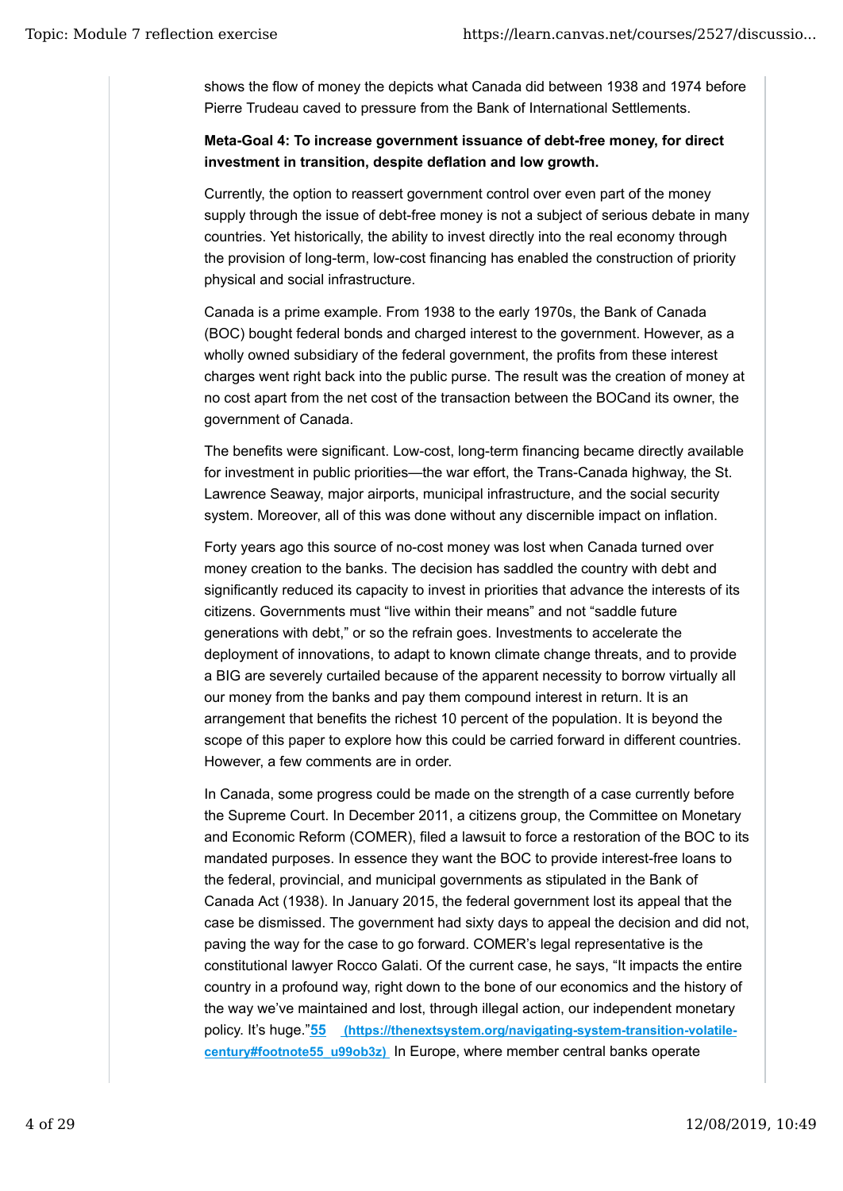shows the flow of money the depicts what Canada did between 1938 and 1974 before Pierre Trudeau caved to pressure from the Bank of International Settlements.

**Meta-Goal 4: To increase government issuance of debt-free money, for direct investment in transition, despite deflation and low growth.**

Currently, the option to reassert government control over even part of the money supply through the issue of debt-free money is not a subject of serious debate in many countries. Yet historically, the ability to invest directly into the real economy through the provision of long-term, low-cost financing has enabled the construction of priority physical and social infrastructure.

Canada is a prime example. From 1938 to the early 1970s, the Bank of Canada (BOC) bought federal bonds and charged interest to the government. However, as a wholly owned subsidiary of the federal government, the profits from these interest charges went right back into the public purse. The result was the creation of money at no cost apart from the net cost of the transaction between the BOCand its owner, the government of Canada.

The benefits were significant. Low-cost, long-term financing became directly available for investment in public priorities—the war effort, the Trans-Canada highway, the St. Lawrence Seaway, major airports, municipal infrastructure, and the social security system. Moreover, all of this was done without any discernible impact on inflation.

Forty years ago this source of no-cost money was lost when Canada turned over money creation to the banks. The decision has saddled the country with debt and significantly reduced its capacity to invest in priorities that advance the interests of its citizens. Governments must "live within their means" and not "saddle future generations with debt," or so the refrain goes. Investments to accelerate the deployment of innovations, to adapt to known climate change threats, and to provide a BIG are severely curtailed because of the apparent necessity to borrow virtually all our money from the banks and pay them compound interest in return. It is an arrangement that benefits the richest 10 percent of the population. It is beyond the scope of this paper to explore how this could be carried forward in different countries. However, a few comments are in order.

In Canada, some progress could be made on the strength of a case currently before the Supreme Court. In December 2011, a citizens group, the Committee on Monetary and Economic Reform (COMER), filed a lawsuit to force a restoration of the BOC to its mandated purposes. In essence they want the BOC to provide interest-free loans to the federal, provincial, and municipal governments as stipulated in the Bank of Canada Act (1938). In January 2015, the federal government lost its appeal that the case be dismissed. The government had sixty days to appeal the decision and did not, paving the way for the case to go forward. COMER's legal representative is the constitutional lawyer Rocco Galati. Of the current case, he says, "It impacts the entire country in a profound way, right down to the bone of our economics and the history of the way we've maintained and lost, through illegal action, our independent monetary policy. It's huge."[55] (https://thenextsystem.org/navigating-system-transition-volatile-century#footnote55_u99ob3z) In Europe, where member central banks operate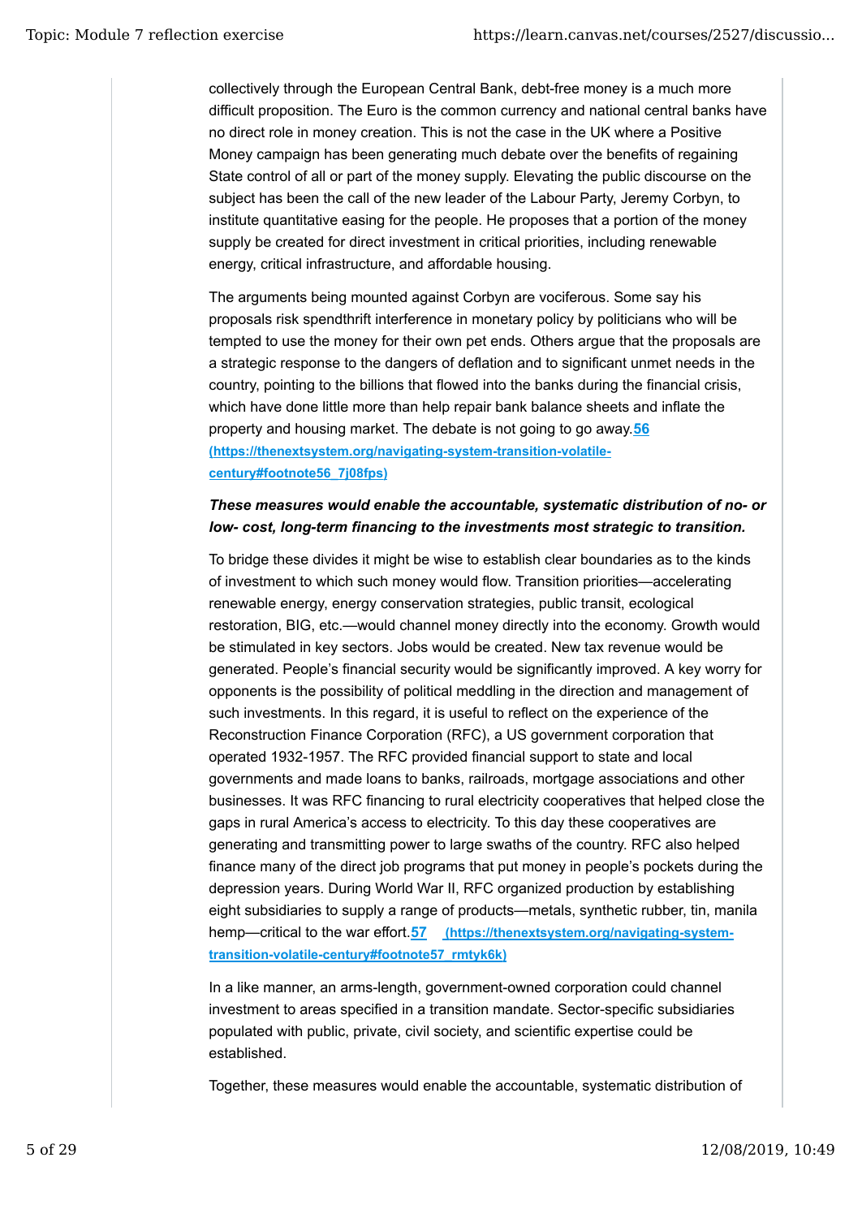collectively through the European Central Bank, debt-free money is a much more difficult proposition. The Euro is the common currency and national central banks have no direct role in money creation. This is not the case in the UK where a Positive Money campaign has been generating much debate over the benefits of regaining State control of all or part of the money supply. Elevating the public discourse on the subject has been the call of the new leader of the Labour Party, Jeremy Corbyn, to institute quantitative easing for the people. He proposes that a portion of the money supply be created for direct investment in critical priorities, including renewable energy, critical infrastructure, and affordable housing.

The arguments being mounted against Corbyn are vociferous. Some say his proposals risk spendthrift interference in monetary policy by politicians who will be tempted to use the money for their own pet ends. Others argue that the proposals are a strategic response to the dangers of deflation and to significant unmet needs in the country, pointing to the billions that flowed into the banks during the financial crisis, which have done little more than help repair bank balance sheets and inflate the property and housing market. The debate is not going to go away.[56] (https://thenextsystem.org/navigating-system-transition-volatile-century#footnote56_7j08fps)

***These measures would enable the accountable, systematic distribution of no- or low- cost, long-term financing to the investments most strategic to transition.***

To bridge these divides it might be wise to establish clear boundaries as to the kinds of investment to which such money would flow. Transition priorities—accelerating renewable energy, energy conservation strategies, public transit, ecological restoration, BIG, etc.—would channel money directly into the economy. Growth would be stimulated in key sectors. Jobs would be created. New tax revenue would be generated. People's financial security would be significantly improved. A key worry for opponents is the possibility of political meddling in the direction and management of such investments. In this regard, it is useful to reflect on the experience of the Reconstruction Finance Corporation (RFC), a US government corporation that operated 1932-1957. The RFC provided financial support to state and local governments and made loans to banks, railroads, mortgage associations and other businesses. It was RFC financing to rural electricity cooperatives that helped close the gaps in rural America's access to electricity. To this day these cooperatives are generating and transmitting power to large swaths of the country. RFC also helped finance many of the direct job programs that put money in people's pockets during the depression years. During World War II, RFC organized production by establishing eight subsidiaries to supply a range of products—metals, synthetic rubber, tin, manila hemp—critical to the war effort.[57] (https://thenextsystem.org/navigating-system-transition-volatile-century#footnote57_rmtyk6k)

In a like manner, an arms-length, government-owned corporation could channel investment to areas specified in a transition mandate. Sector-specific subsidiaries populated with public, private, civil society, and scientific expertise could be established.

Together, these measures would enable the accountable, systematic distribution of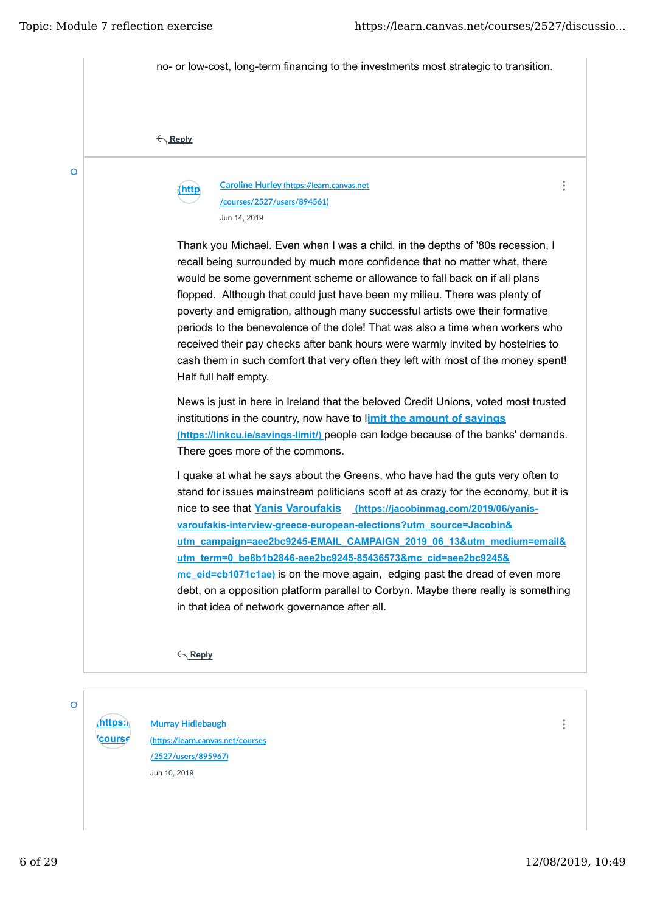no- or low-cost, long-term financing to the investments most strategic to transition.

Reply

[Caroline Hurley (https://learn.canvas.net/courses/2527/users/894561)](https://learn.canvas.net/courses/2527/users/894561)

Jun 14, 2019

Thank you Michael. Even when I was a child, in the depths of '80s recession, I recall being surrounded by much more confidence that no matter what, there would be some government scheme or allowance to fall back on if all plans flopped. Although that could just have been my milieu. There was plenty of poverty and emigration, although many successful artists owe their formative periods to the benevolence of the dole! That was also a time when workers who received their pay checks after bank hours were warmly invited by hostelries to cash them in such comfort that very often they left with most of the money spent! Half full half empty.

News is just in here in Ireland that the beloved Credit Unions, voted most trusted institutions in the country, now have to [limit the amount of savings (https://linkcu.ie/savings-limit/)](https://linkcu.ie/savings-limit/) people can lodge because of the banks' demands. There goes more of the commons.

I quake at what he says about the Greens, who have had the guts very often to stand for issues mainstream politicians scoff at as crazy for the economy, but it is nice to see that [Yanis Varoufakis (https://jacobinmag.com/2019/06/yanis-varoufakis-interview-greece-european-elections?utm_source=Jacobin&utm_campaign=aee2bc9245-EMAIL_CAMPAIGN_2019_06_13&utm_medium=email&utm_term=0_be8b1b2846-aee2bc9245-85436573&mc_cid=aee2bc9245&mc_eid=cb1071c1ae)](https://jacobinmag.com/2019/06/yanis-varoufakis-interview-greece-european-elections?utm_source=Jacobin&utm_campaign=aee2bc9245-EMAIL_CAMPAIGN_2019_06_13&utm_medium=email&utm_term=0_be8b1b2846-aee2bc9245-85436573&mc_cid=aee2bc9245&mc_eid=cb1071c1ae) is on the move again, edging past the dread of even more debt, on a opposition platform parallel to Corbyn. Maybe there really is something in that idea of network governance after all.

Reply

[Murray Hidlebaugh (https://learn.canvas.net/courses/2527/users/895967)](https://learn.canvas.net/courses/2527/users/895967)

Jun 10, 2019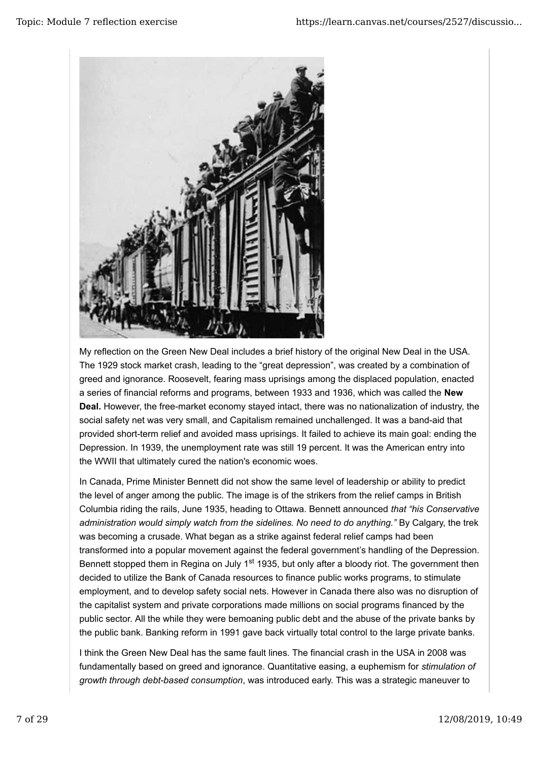My reflection on the Green New Deal includes a brief history of the original New Deal in the USA. The 1929 stock market crash, leading to the "great depression", was created by a combination of greed and ignorance. Roosevelt, fearing mass uprisings among the displaced population, enacted a series of financial reforms and programs, between 1933 and 1936, which was called the **New Deal.** However, the free-market economy stayed intact, there was no nationalization of industry, the social safety net was very small, and Capitalism remained unchallenged. It was a band-aid that provided short-term relief and avoided mass uprisings. It failed to achieve its main goal: ending the Depression. In 1939, the unemployment rate was still 19 percent. It was the American entry into the WWII that ultimately cured the nation's economic woes.

In Canada, Prime Minister Bennett did not show the same level of leadership or ability to predict the level of anger among the public. The image is of the strikers from the relief camps in British Columbia riding the rails, June 1935, heading to Ottawa. Bennett announced *that "his Conservative administration would simply watch from the sidelines. No need to do anything."* By Calgary, the trek was becoming a crusade. What began as a strike against federal relief camps had been transformed into a popular movement against the federal government's handling of the Depression. Bennett stopped them in Regina on July 1st 1935, but only after a bloody riot. The government then decided to utilize the Bank of Canada resources to finance public works programs, to stimulate employment, and to develop safety social nets. However in Canada there also was no disruption of the capitalist system and private corporations made millions on social programs financed by the public sector. All the while they were bemoaning public debt and the abuse of the private banks by the public bank. Banking reform in 1991 gave back virtually total control to the large private banks.

I think the Green New Deal has the same fault lines. The financial crash in the USA in 2008 was fundamentally based on greed and ignorance. Quantitative easing, a euphemism for *stimulation of growth through debt-based consumption*, was introduced early. This was a strategic maneuver to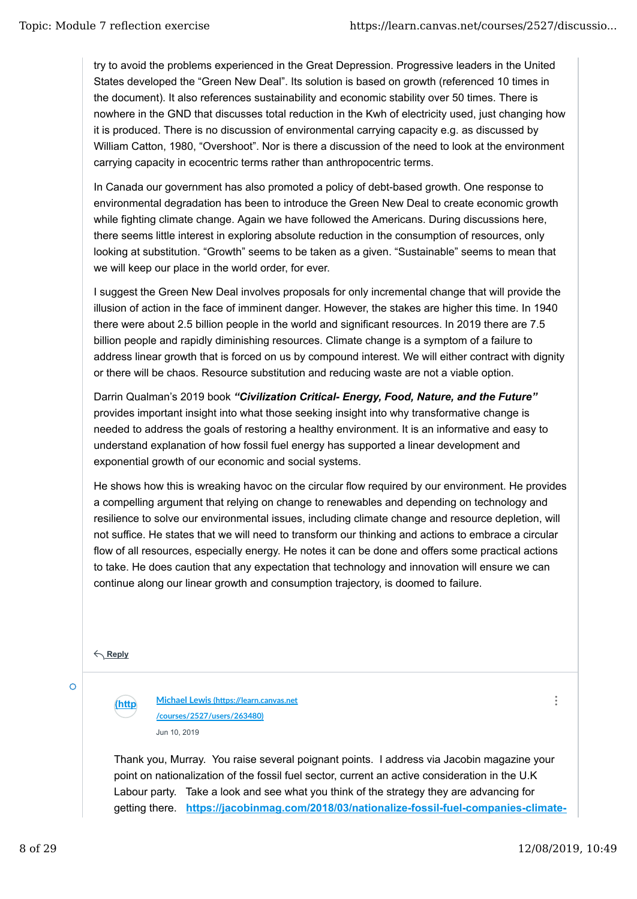try to avoid the problems experienced in the Great Depression. Progressive leaders in the United States developed the "Green New Deal". Its solution is based on growth (referenced 10 times in the document). It also references sustainability and economic stability over 50 times. There is nowhere in the GND that discusses total reduction in the Kwh of electricity used, just changing how it is produced. There is no discussion of environmental carrying capacity e.g. as discussed by William Catton, 1980, "Overshoot". Nor is there a discussion of the need to look at the environment carrying capacity in ecocentric terms rather than anthropocentric terms.

In Canada our government has also promoted a policy of debt-based growth. One response to environmental degradation has been to introduce the Green New Deal to create economic growth while fighting climate change. Again we have followed the Americans. During discussions here, there seems little interest in exploring absolute reduction in the consumption of resources, only looking at substitution. "Growth" seems to be taken as a given. "Sustainable" seems to mean that we will keep our place in the world order, for ever.

I suggest the Green New Deal involves proposals for only incremental change that will provide the illusion of action in the face of imminent danger. However, the stakes are higher this time. In 1940 there were about 2.5 billion people in the world and significant resources. In 2019 there are 7.5 billion people and rapidly diminishing resources. Climate change is a symptom of a failure to address linear growth that is forced on us by compound interest. We will either contract with dignity or there will be chaos. Resource substitution and reducing waste are not a viable option.

Darrin Qualman's 2019 book ***"Civilization Critical- Energy, Food, Nature, and the Future"*** provides important insight into what those seeking insight into why transformative change is needed to address the goals of restoring a healthy environment. It is an informative and easy to understand explanation of how fossil fuel energy has supported a linear development and exponential growth of our economic and social systems.

He shows how this is wreaking havoc on the circular flow required by our environment. He provides a compelling argument that relying on change to renewables and depending on technology and resilience to solve our environmental issues, including climate change and resource depletion, will not suffice. He states that we will need to transform our thinking and actions to embrace a circular flow of all resources, especially energy. He notes it can be done and offers some practical actions to take. He does caution that any expectation that technology and innovation will ensure we can continue along our linear growth and consumption trajectory, is doomed to failure.

Reply

[Michael Lewis (https://learn.canvas.net/courses/2527/users/263480)](https://learn.canvas.net/courses/2527/users/263480)

Jun 10, 2019

Thank you, Murray. You raise several poignant points. I address via Jacobin magazine your point on nationalization of the fossil fuel sector, current an active consideration in the U.K Labour party. Take a look and see what you think of the strategy they are advancing for getting there. https://jacobinmag.com/2018/03/nationalize-fossil-fuel-companies-climate-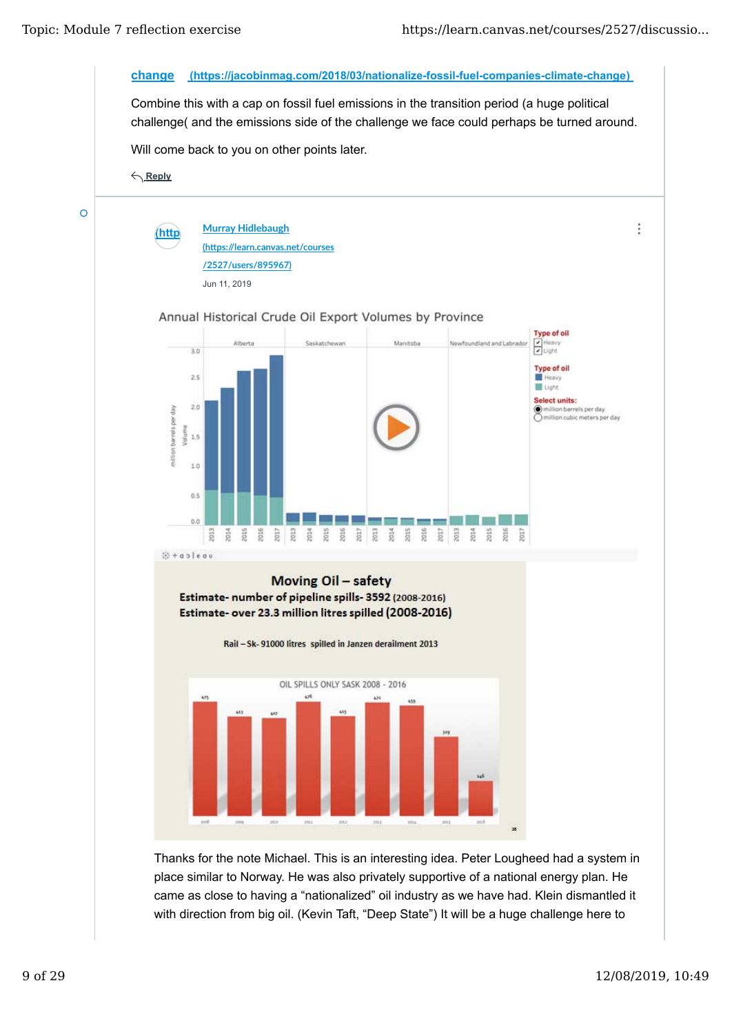[change (https://jacobinmag.com/2018/03/nationalize-fossil-fuel-companies-climate-change)](https://jacobinmag.com/2018/03/nationalize-fossil-fuel-companies-climate-change)

Combine this with a cap on fossil fuel emissions in the transition period (a huge political challenge( and the emissions side of the challenge we face could perhaps be turned around.

Will come back to you on other points later.

Reply

---

[Murray Hidlebaugh (https://learn.canvas.net/courses/2527/users/895967)](https://learn.canvas.net/courses/2527/users/895967)

Jun 11, 2019

Annual Historical Crude Oil Export Volumes by Province

Moving Oil – safety

Estimate- number of pipeline spills- 3592 (2008-2016)

Estimate- over 23.3 million litres spilled (2008-2016)

Rail – Sk- 91000 litres spilled in Janzen derailment 2013

OIL SPILLS ONLY SASK 2008 - 2016

Thanks for the note Michael. This is an interesting idea. Peter Lougheed had a system in place similar to Norway. He was also privately supportive of a national energy plan. He came as close to having a "nationalized" oil industry as we have had. Klein dismantled it with direction from big oil. (Kevin Taft, "Deep State") It will be a huge challenge here to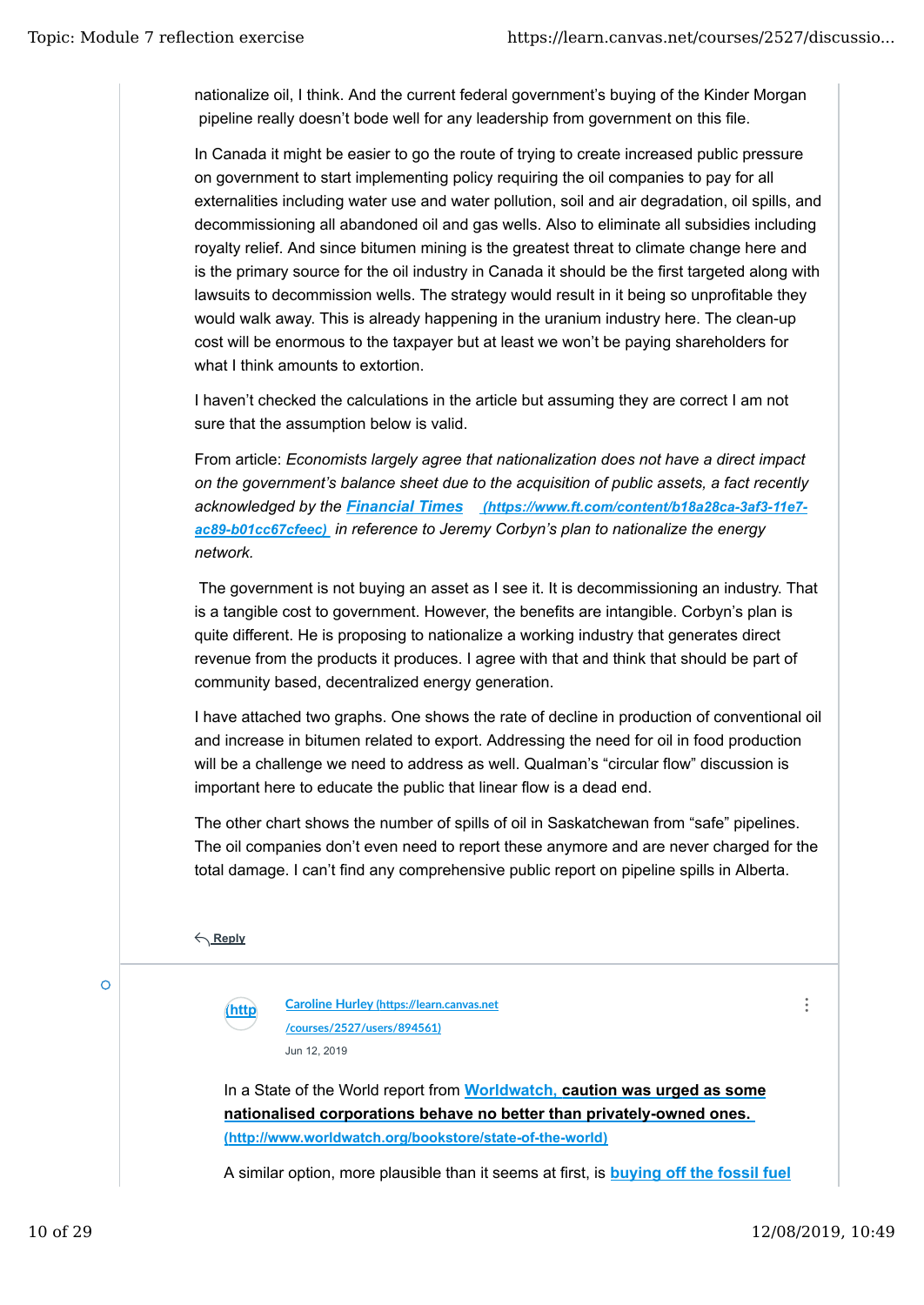nationalize oil, I think. And the current federal government's buying of the Kinder Morgan pipeline really doesn't bode well for any leadership from government on this file.

In Canada it might be easier to go the route of trying to create increased public pressure on government to start implementing policy requiring the oil companies to pay for all externalities including water use and water pollution, soil and air degradation, oil spills, and decommissioning all abandoned oil and gas wells. Also to eliminate all subsidies including royalty relief. And since bitumen mining is the greatest threat to climate change here and is the primary source for the oil industry in Canada it should be the first targeted along with lawsuits to decommission wells. The strategy would result in it being so unprofitable they would walk away. This is already happening in the uranium industry here. The clean-up cost will be enormous to the taxpayer but at least we won't be paying shareholders for what I think amounts to extortion.

I haven't checked the calculations in the article but assuming they are correct I am not sure that the assumption below is valid.

From article: *Economists largely agree that nationalization does not have a direct impact on the government's balance sheet due to the acquisition of public assets, a fact recently acknowledged by the* [***Financial Times***](https://www.ft.com/content/b18a28ca-3af3-11e7-ac89-b01cc67cfeec) *(https://www.ft.com/content/b18a28ca-3af3-11e7-ac89-b01cc67cfeec) in reference to Jeremy Corbyn's plan to nationalize the energy network.*

The government is not buying an asset as I see it. It is decommissioning an industry. That is a tangible cost to government. However, the benefits are intangible. Corbyn's plan is quite different. He is proposing to nationalize a working industry that generates direct revenue from the products it produces. I agree with that and think that should be part of community based, decentralized energy generation.

I have attached two graphs. One shows the rate of decline in production of conventional oil and increase in bitumen related to export. Addressing the need for oil in food production will be a challenge we need to address as well. Qualman's "circular flow" discussion is important here to educate the public that linear flow is a dead end.

The other chart shows the number of spills of oil in Saskatchewan from "safe" pipelines. The oil companies don't even need to report these anymore and are never charged for the total damage. I can't find any comprehensive public report on pipeline spills in Alberta.

Reply

---

[Caroline Hurley](https://learn.canvas.net/courses/2527/users/894561) (https://learn.canvas.net/courses/2527/users/894561)

Jun 12, 2019

In a State of the World report from [Worldwatch,](http://www.worldwatch.org/bookstore/state-of-the-world) **caution was urged as some nationalised corporations behave no better than privately-owned ones.** (http://www.worldwatch.org/bookstore/state-of-the-world)

A similar option, more plausible than it seems at first, is **buying off the fossil fuel**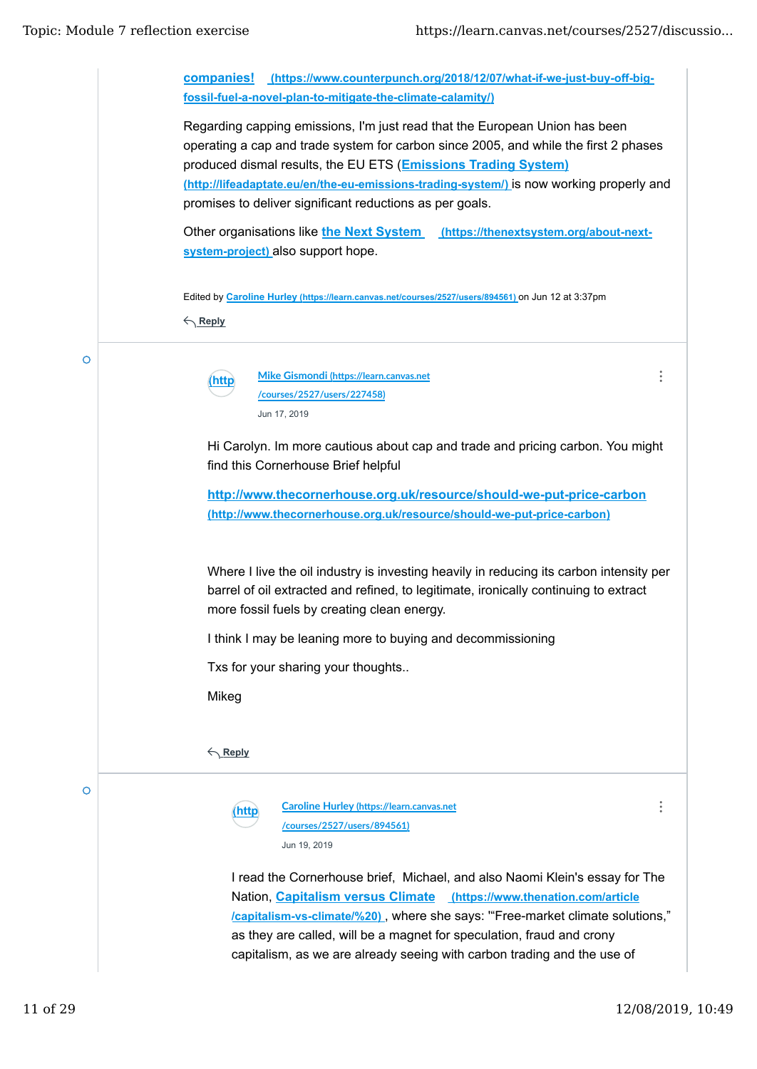[companies!](https://www.counterpunch.org/2018/12/07/what-if-we-just-buy-off-big-fossil-fuel-a-novel-plan-to-mitigate-the-climate-calamity/) (https://www.counterpunch.org/2018/12/07/what-if-we-just-buy-off-big-fossil-fuel-a-novel-plan-to-mitigate-the-climate-calamity/)

Regarding capping emissions, I'm just read that the European Union has been operating a cap and trade system for carbon since 2005, and while the first 2 phases produced dismal results, the EU ETS ([Emissions Trading System)](http://lifeadaptate.eu/en/the-eu-emissions-trading-system/) (http://lifeadaptate.eu/en/the-eu-emissions-trading-system/) is now working properly and promises to deliver significant reductions as per goals.

Other organisations like [the Next System](https://thenextsystem.org/about-next-system-project) (https://thenextsystem.org/about-next-system-project) also support hope.

Edited by [Caroline Hurley](https://learn.canvas.net/courses/2527/users/894561) (https://learn.canvas.net/courses/2527/users/894561) on Jun 12 at 3:37pm

Reply

---

(http

[Mike Gismondi](https://learn.canvas.net/courses/2527/users/227458) (https://learn.canvas.net/courses/2527/users/227458)

Jun 17, 2019

Hi Carolyn. Im more cautious about cap and trade and pricing carbon. You might find this Cornerhouse Brief helpful

[http://www.thecornerhouse.org.uk/resource/should-we-put-price-carbon](http://www.thecornerhouse.org.uk/resource/should-we-put-price-carbon) (http://www.thecornerhouse.org.uk/resource/should-we-put-price-carbon)

Where I live the oil industry is investing heavily in reducing its carbon intensity per barrel of oil extracted and refined, to legitimate, ironically continuing to extract more fossil fuels by creating clean energy.

I think I may be leaning more to buying and decommissioning

Txs for your sharing your thoughts..

Mikeg

Reply

---

(http

[Caroline Hurley](https://learn.canvas.net/courses/2527/users/894561) (https://learn.canvas.net/courses/2527/users/894561)

Jun 19, 2019

I read the Cornerhouse brief, Michael, and also Naomi Klein's essay for The Nation, [Capitalism versus Climate](https://www.thenation.com/article/capitalism-vs-climate/%20) (https://www.thenation.com/article/capitalism-vs-climate/%20) , where she says: '"Free-market climate solutions," as they are called, will be a magnet for speculation, fraud and crony capitalism, as we are already seeing with carbon trading and the use of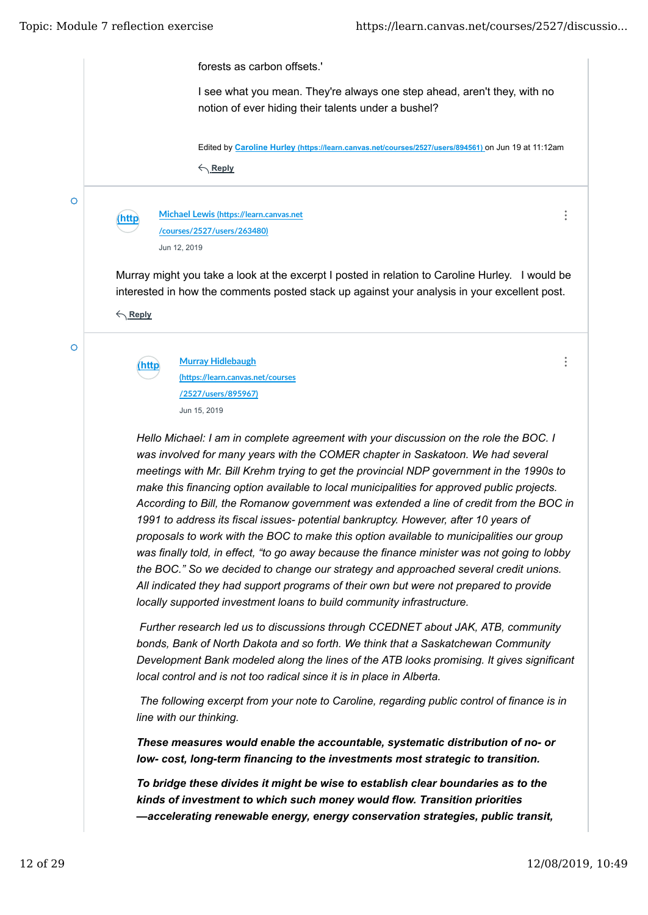forests as carbon offsets.'

I see what you mean. They're always one step ahead, aren't they, with no notion of ever hiding their talents under a bushel?

Edited by Caroline Hurley (https://learn.canvas.net/courses/2527/users/894561) on Jun 19 at 11:12am

Reply

---

(http

Michael Lewis (https://learn.canvas.net/courses/2527/users/263480)

Jun 12, 2019

Murray might you take a look at the excerpt I posted in relation to Caroline Hurley. I would be interested in how the comments posted stack up against your analysis in your excellent post.

Reply

---

(http

Murray Hidlebaugh (https://learn.canvas.net/courses/2527/users/895967)

Jun 15, 2019

*Hello Michael: I am in complete agreement with your discussion on the role the BOC. I was involved for many years with the COMER chapter in Saskatoon. We had several meetings with Mr. Bill Krehm trying to get the provincial NDP government in the 1990s to make this financing option available to local municipalities for approved public projects. According to Bill, the Romanow government was extended a line of credit from the BOC in 1991 to address its fiscal issues- potential bankruptcy. However, after 10 years of proposals to work with the BOC to make this option available to municipalities our group was finally told, in effect, "to go away because the finance minister was not going to lobby the BOC." So we decided to change our strategy and approached several credit unions. All indicated they had support programs of their own but were not prepared to provide locally supported investment loans to build community infrastructure.*

*Further research led us to discussions through CCEDNET about JAK, ATB, community bonds, Bank of North Dakota and so forth. We think that a Saskatchewan Community Development Bank modeled along the lines of the ATB looks promising. It gives significant local control and is not too radical since it is in place in Alberta.*

*The following excerpt from your note to Caroline, regarding public control of finance is in line with our thinking.*

***These measures would enable the accountable, systematic distribution of no- or low- cost, long-term financing to the investments most strategic to transition.***

***To bridge these divides it might be wise to establish clear boundaries as to the kinds of investment to which such money would flow. Transition priorities —accelerating renewable energy, energy conservation strategies, public transit,***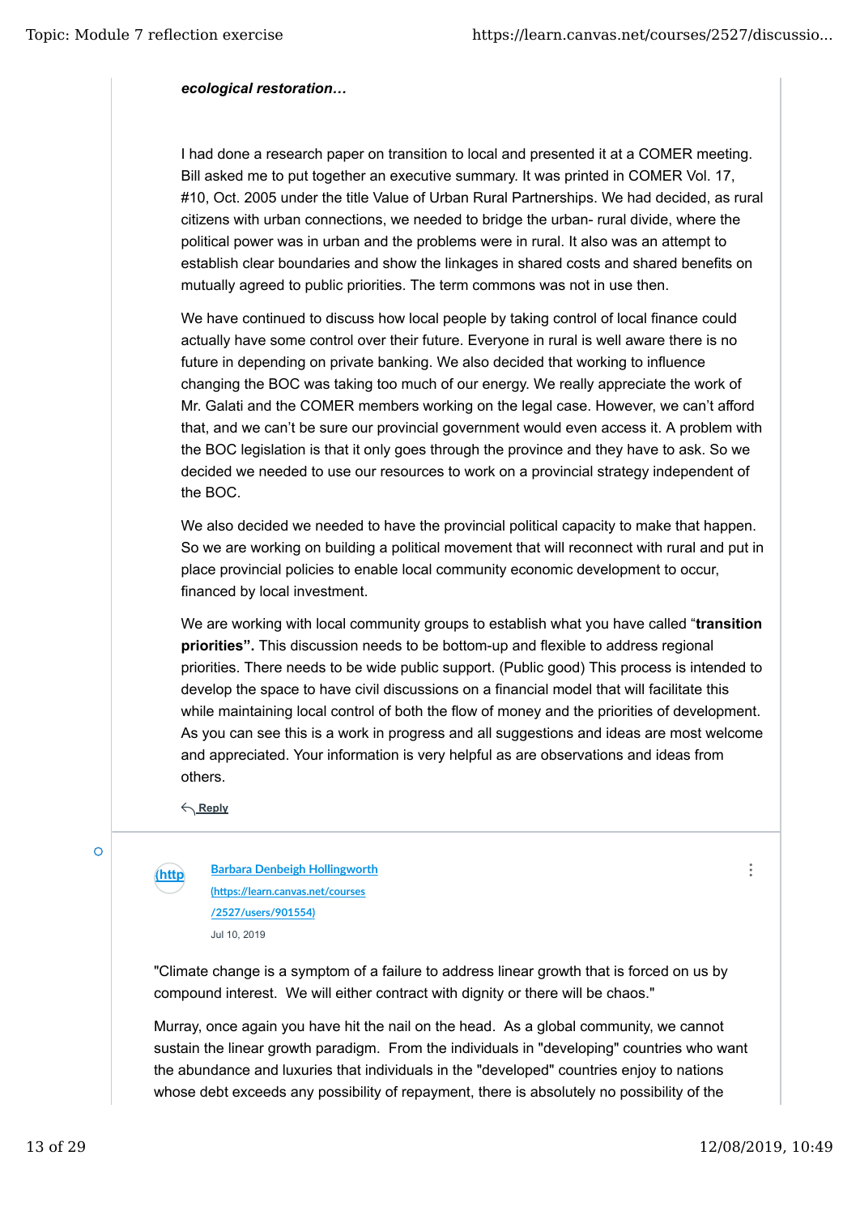***ecological restoration…***

I had done a research paper on transition to local and presented it at a COMER meeting. Bill asked me to put together an executive summary. It was printed in COMER Vol. 17, #10, Oct. 2005 under the title Value of Urban Rural Partnerships. We had decided, as rural citizens with urban connections, we needed to bridge the urban- rural divide, where the political power was in urban and the problems were in rural. It also was an attempt to establish clear boundaries and show the linkages in shared costs and shared benefits on mutually agreed to public priorities. The term commons was not in use then.

We have continued to discuss how local people by taking control of local finance could actually have some control over their future. Everyone in rural is well aware there is no future in depending on private banking. We also decided that working to influence changing the BOC was taking too much of our energy. We really appreciate the work of Mr. Galati and the COMER members working on the legal case. However, we can't afford that, and we can't be sure our provincial government would even access it. A problem with the BOC legislation is that it only goes through the province and they have to ask. So we decided we needed to use our resources to work on a provincial strategy independent of the BOC.

We also decided we needed to have the provincial political capacity to make that happen. So we are working on building a political movement that will reconnect with rural and put in place provincial policies to enable local community economic development to occur, financed by local investment.

We are working with local community groups to establish what you have called "**transition priorities".** This discussion needs to be bottom-up and flexible to address regional priorities. There needs to be wide public support. (Public good) This process is intended to develop the space to have civil discussions on a financial model that will facilitate this while maintaining local control of both the flow of money and the priorities of development. As you can see this is a work in progress and all suggestions and ideas are most welcome and appreciated. Your information is very helpful as are observations and ideas from others.

Reply

---

Barbara Denbeigh Hollingworth (https://learn.canvas.net/courses/2527/users/901554)

Jul 10, 2019

"Climate change is a symptom of a failure to address linear growth that is forced on us by compound interest. We will either contract with dignity or there will be chaos."

Murray, once again you have hit the nail on the head. As a global community, we cannot sustain the linear growth paradigm. From the individuals in "developing" countries who want the abundance and luxuries that individuals in the "developed" countries enjoy to nations whose debt exceeds any possibility of repayment, there is absolutely no possibility of the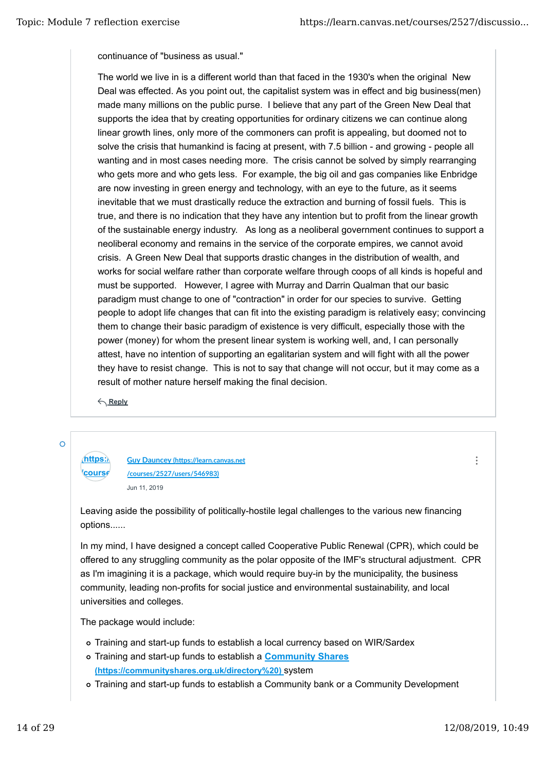continuance of "business as usual."

The world we live in is a different world than that faced in the 1930's when the original New Deal was effected. As you point out, the capitalist system was in effect and big business(men) made many millions on the public purse. I believe that any part of the Green New Deal that supports the idea that by creating opportunities for ordinary citizens we can continue along linear growth lines, only more of the commoners can profit is appealing, but doomed not to solve the crisis that humankind is facing at present, with 7.5 billion - and growing - people all wanting and in most cases needing more. The crisis cannot be solved by simply rearranging who gets more and who gets less. For example, the big oil and gas companies like Enbridge are now investing in green energy and technology, with an eye to the future, as it seems inevitable that we must drastically reduce the extraction and burning of fossil fuels. This is true, and there is no indication that they have any intention but to profit from the linear growth of the sustainable energy industry. As long as a neoliberal government continues to support a neoliberal economy and remains in the service of the corporate empires, we cannot avoid crisis. A Green New Deal that supports drastic changes in the distribution of wealth, and works for social welfare rather than corporate welfare through coops of all kinds is hopeful and must be supported. However, I agree with Murray and Darrin Qualman that our basic paradigm must change to one of "contraction" in order for our species to survive. Getting people to adopt life changes that can fit into the existing paradigm is relatively easy; convincing them to change their basic paradigm of existence is very difficult, especially those with the power (money) for whom the present linear system is working well, and, I can personally attest, have no intention of supporting an egalitarian system and will fight with all the power they have to resist change. This is not to say that change will not occur, but it may come as a result of mother nature herself making the final decision.

Reply

---

[Guy Dauncey (https://learn.canvas.net/courses/2527/users/546983)](https://learn.canvas.net/courses/2527/users/546983)

Jun 11, 2019

Leaving aside the possibility of politically-hostile legal challenges to the various new financing options......

In my mind, I have designed a concept called Cooperative Public Renewal (CPR), which could be offered to any struggling community as the polar opposite of the IMF's structural adjustment. CPR as I'm imagining it is a package, which would require buy-in by the municipality, the business community, leading non-profits for social justice and environmental sustainability, and local universities and colleges.

The package would include:

- Training and start-up funds to establish a local currency based on WIR/Sardex
- Training and start-up funds to establish a [Community Shares (https://communityshares.org.uk/directory%20)](https://communityshares.org.uk/directory%20) system
- Training and start-up funds to establish a Community bank or a Community Development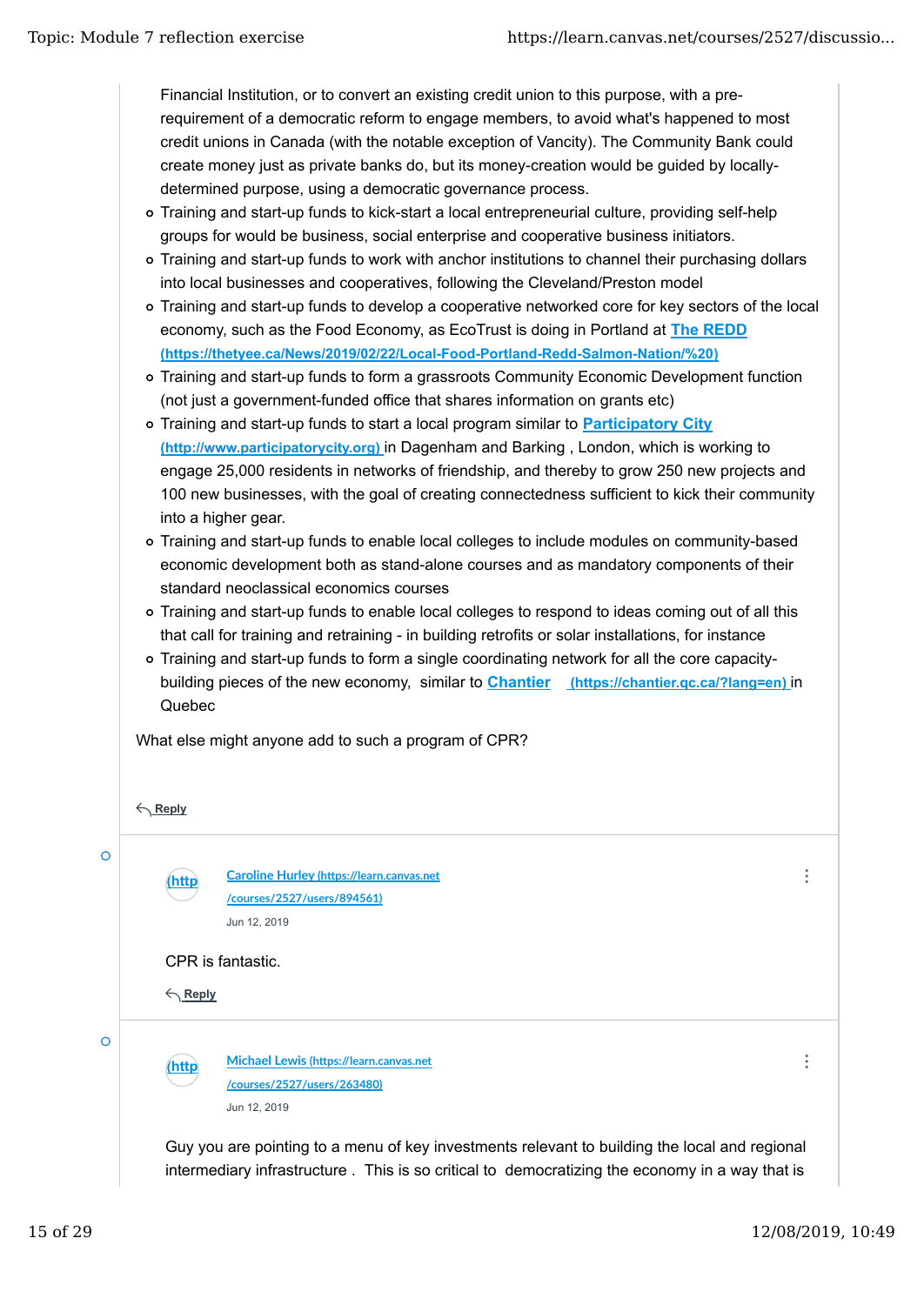Financial Institution, or to convert an existing credit union to this purpose, with a pre-requirement of a democratic reform to engage members, to avoid what's happened to most credit unions in Canada (with the notable exception of Vancity). The Community Bank could create money just as private banks do, but its money-creation would be guided by locally-determined purpose, using a democratic governance process.

- Training and start-up funds to kick-start a local entrepreneurial culture, providing self-help groups for would be business, social enterprise and cooperative business initiators.
- Training and start-up funds to work with anchor institutions to channel their purchasing dollars into local businesses and cooperatives, following the Cleveland/Preston model
- Training and start-up funds to develop a cooperative networked core for key sectors of the local economy, such as the Food Economy, as EcoTrust is doing in Portland at [The REDD (https://thetyee.ca/News/2019/02/22/Local-Food-Portland-Redd-Salmon-Nation/%20)](https://thetyee.ca/News/2019/02/22/Local-Food-Portland-Redd-Salmon-Nation/%20)
- Training and start-up funds to form a grassroots Community Economic Development function (not just a government-funded office that shares information on grants etc)
- Training and start-up funds to start a local program similar to [Participatory City (http://www.participatorycity.org)](http://www.participatorycity.org) in Dagenham and Barking , London, which is working to engage 25,000 residents in networks of friendship, and thereby to grow 250 new projects and 100 new businesses, with the goal of creating connectedness sufficient to kick their community into a higher gear.
- Training and start-up funds to enable local colleges to include modules on community-based economic development both as stand-alone courses and as mandatory components of their standard neoclassical economics courses
- Training and start-up funds to enable local colleges to respond to ideas coming out of all this that call for training and retraining - in building retrofits or solar installations, for instance
- Training and start-up funds to form a single coordinating network for all the core capacity-building pieces of the new economy, similar to [Chantier (https://chantier.qc.ca/?lang=en)](https://chantier.qc.ca/?lang=en) in Quebec

What else might anyone add to such a program of CPR?

Reply

---

[Caroline Hurley (https://learn.canvas.net/courses/2527/users/894561)](https://learn.canvas.net/courses/2527/users/894561)

Jun 12, 2019

CPR is fantastic.

Reply

---

[Michael Lewis (https://learn.canvas.net/courses/2527/users/263480)](https://learn.canvas.net/courses/2527/users/263480)

Jun 12, 2019

Guy you are pointing to a menu of key investments relevant to building the local and regional intermediary infrastructure . This is so critical to democratizing the economy in a way that is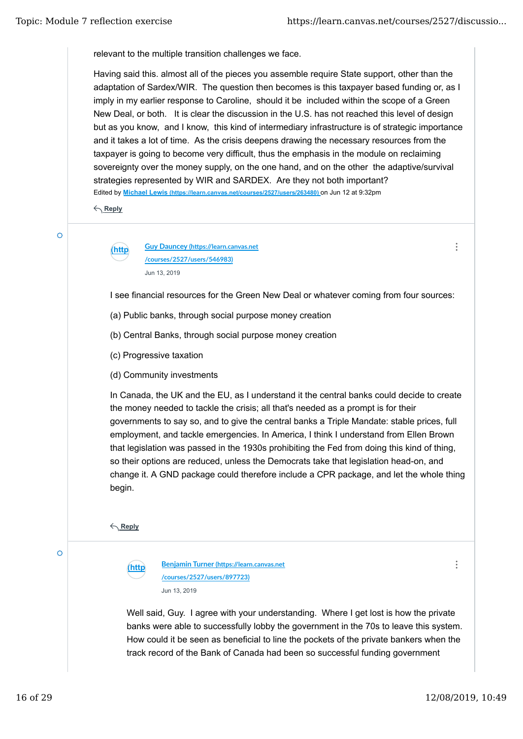relevant to the multiple transition challenges we face.

Having said this. almost all of the pieces you assemble require State support, other than the adaptation of Sardex/WIR. The question then becomes is this taxpayer based funding or, as I imply in my earlier response to Caroline, should it be included within the scope of a Green New Deal, or both. It is clear the discussion in the U.S. has not reached this level of design but as you know, and I know, this kind of intermediary infrastructure is of strategic importance and it takes a lot of time. As the crisis deepens drawing the necessary resources from the taxpayer is going to become very difficult, thus the emphasis in the module on reclaiming sovereignty over the money supply, on the one hand, and on the other the adaptive/survival strategies represented by WIR and SARDEX. Are they not both important?

Edited by [Michael Lewis (https://learn.canvas.net/courses/2527/users/263480)](https://learn.canvas.net/courses/2527/users/263480) on Jun 12 at 9:32pm

Reply

---

[Guy Dauncey (https://learn.canvas.net/courses/2527/users/546983)](https://learn.canvas.net/courses/2527/users/546983)

Jun 13, 2019

I see financial resources for the Green New Deal or whatever coming from four sources:

(a) Public banks, through social purpose money creation

(b) Central Banks, through social purpose money creation

(c) Progressive taxation

(d) Community investments

In Canada, the UK and the EU, as I understand it the central banks could decide to create the money needed to tackle the crisis; all that's needed as a prompt is for their governments to say so, and to give the central banks a Triple Mandate: stable prices, full employment, and tackle emergencies. In America, I think I understand from Ellen Brown that legislation was passed in the 1930s prohibiting the Fed from doing this kind of thing, so their options are reduced, unless the Democrats take that legislation head-on, and change it. A GND package could therefore include a CPR package, and let the whole thing begin.

Reply

---

[Benjamin Turner (https://learn.canvas.net/courses/2527/users/897723)](https://learn.canvas.net/courses/2527/users/897723)

Jun 13, 2019

Well said, Guy. I agree with your understanding. Where I get lost is how the private banks were able to successfully lobby the government in the 70s to leave this system. How could it be seen as beneficial to line the pockets of the private bankers when the track record of the Bank of Canada had been so successful funding government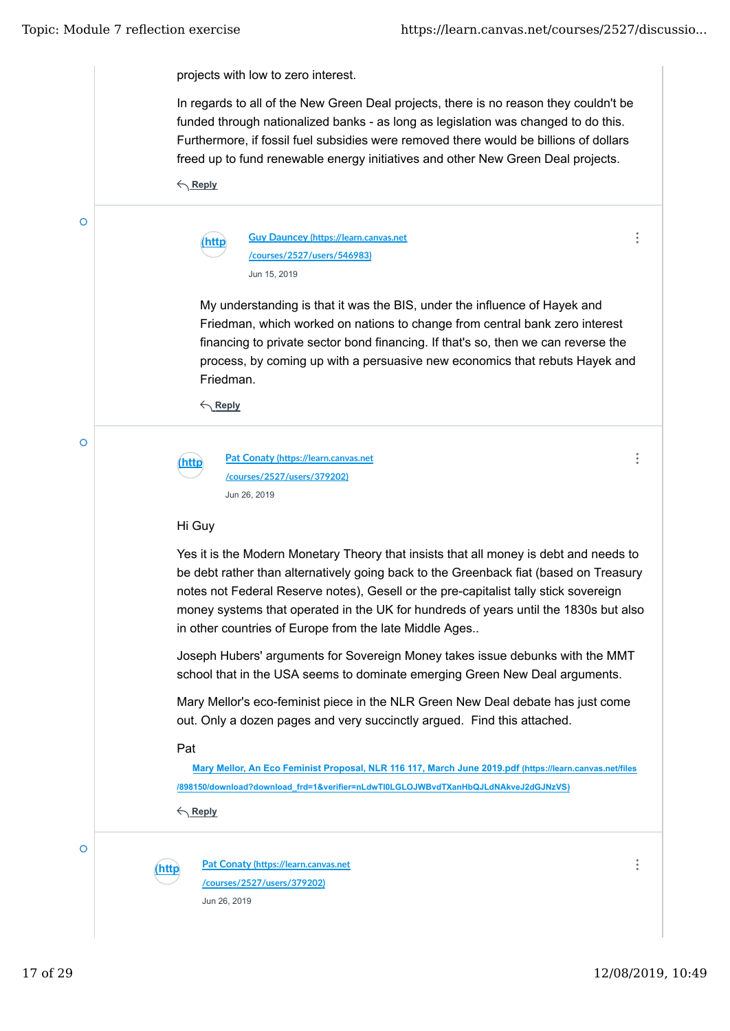projects with low to zero interest.

In regards to all of the New Green Deal projects, there is no reason they couldn't be funded through nationalized banks - as long as legislation was changed to do this. Furthermore, if fossil fuel subsidies were removed there would be billions of dollars freed up to fund renewable energy initiatives and other New Green Deal projects.

Reply

---

(http [Guy Dauncey (https://learn.canvas.net/courses/2527/users/546983)](https://learn.canvas.net/courses/2527/users/546983)

Jun 15, 2019

My understanding is that it was the BIS, under the influence of Hayek and Friedman, which worked on nations to change from central bank zero interest financing to private sector bond financing. If that's so, then we can reverse the process, by coming up with a persuasive new economics that rebuts Hayek and Friedman.

Reply

---

(http [Pat Conaty (https://learn.canvas.net/courses/2527/users/379202)](https://learn.canvas.net/courses/2527/users/379202)

Jun 26, 2019

Hi Guy

Yes it is the Modern Monetary Theory that insists that all money is debt and needs to be debt rather than alternatively going back to the Greenback fiat (based on Treasury notes not Federal Reserve notes), Gesell or the pre-capitalist tally stick sovereign money systems that operated in the UK for hundreds of years until the 1830s but also in other countries of Europe from the late Middle Ages..

Joseph Hubers' arguments for Sovereign Money takes issue debunks with the MMT school that in the USA seems to dominate emerging Green New Deal arguments.

Mary Mellor's eco-feminist piece in the NLR Green New Deal debate has just come out. Only a dozen pages and very succinctly argued. Find this attached.

Pat

[Mary Mellor, An Eco Feminist Proposal, NLR 116 117, March June 2019.pdf (https://learn.canvas.net/files/898150/download?download_frd=1&verifier=nLdwTI0LGLOJWBvdTXanHbQJLdNAkveJ2dGJNzVS)](https://learn.canvas.net/files/898150/download?download_frd=1&verifier=nLdwTI0LGLOJWBvdTXanHbQJLdNAkveJ2dGJNzVS)

Reply

---

(http [Pat Conaty (https://learn.canvas.net/courses/2527/users/379202)](https://learn.canvas.net/courses/2527/users/379202)

Jun 26, 2019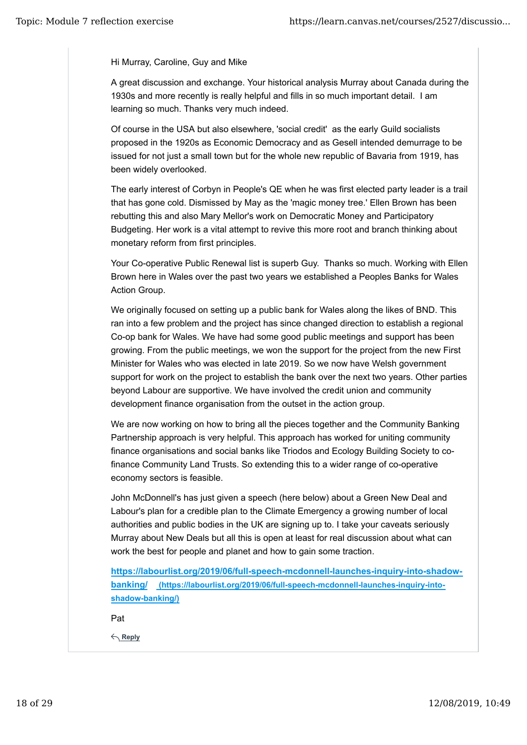Hi Murray, Caroline, Guy and Mike

A great discussion and exchange. Your historical analysis Murray about Canada during the 1930s and more recently is really helpful and fills in so much important detail.  I am learning so much. Thanks very much indeed.

Of course in the USA but also elsewhere, 'social credit'  as the early Guild socialists proposed in the 1920s as Economic Democracy and as Gesell intended demurrage to be issued for not just a small town but for the whole new republic of Bavaria from 1919, has been widely overlooked.

The early interest of Corbyn in People's QE when he was first elected party leader is a trail that has gone cold. Dismissed by May as the 'magic money tree.' Ellen Brown has been rebutting this and also Mary Mellor's work on Democratic Money and Participatory Budgeting. Her work is a vital attempt to revive this more root and branch thinking about monetary reform from first principles.

Your Co-operative Public Renewal list is superb Guy.  Thanks so much. Working with Ellen Brown here in Wales over the past two years we established a Peoples Banks for Wales Action Group.

We originally focused on setting up a public bank for Wales along the likes of BND. This ran into a few problem and the project has since changed direction to establish a regional Co-op bank for Wales. We have had some good public meetings and support has been growing. From the public meetings, we won the support for the project from the new First Minister for Wales who was elected in late 2019. So we now have Welsh government support for work on the project to establish the bank over the next two years. Other parties beyond Labour are supportive. We have involved the credit union and community development finance organisation from the outset in the action group.

We are now working on how to bring all the pieces together and the Community Banking Partnership approach is very helpful. This approach has worked for uniting community finance organisations and social banks like Triodos and Ecology Building Society to co-finance Community Land Trusts. So extending this to a wider range of co-operative economy sectors is feasible.

John McDonnell's has just given a speech (here below) about a Green New Deal and Labour's plan for a credible plan to the Climate Emergency a growing number of local authorities and public bodies in the UK are signing up to. I take your caveats seriously Murray about New Deals but all this is open at least for real discussion about what can work the best for people and planet and how to gain some traction.

[https://labourlist.org/2019/06/full-speech-mcdonnell-launches-inquiry-into-shadow-banking/](https://labourlist.org/2019/06/full-speech-mcdonnell-launches-inquiry-into-shadow-banking/) (https://labourlist.org/2019/06/full-speech-mcdonnell-launches-inquiry-into-shadow-banking/)

Pat

Reply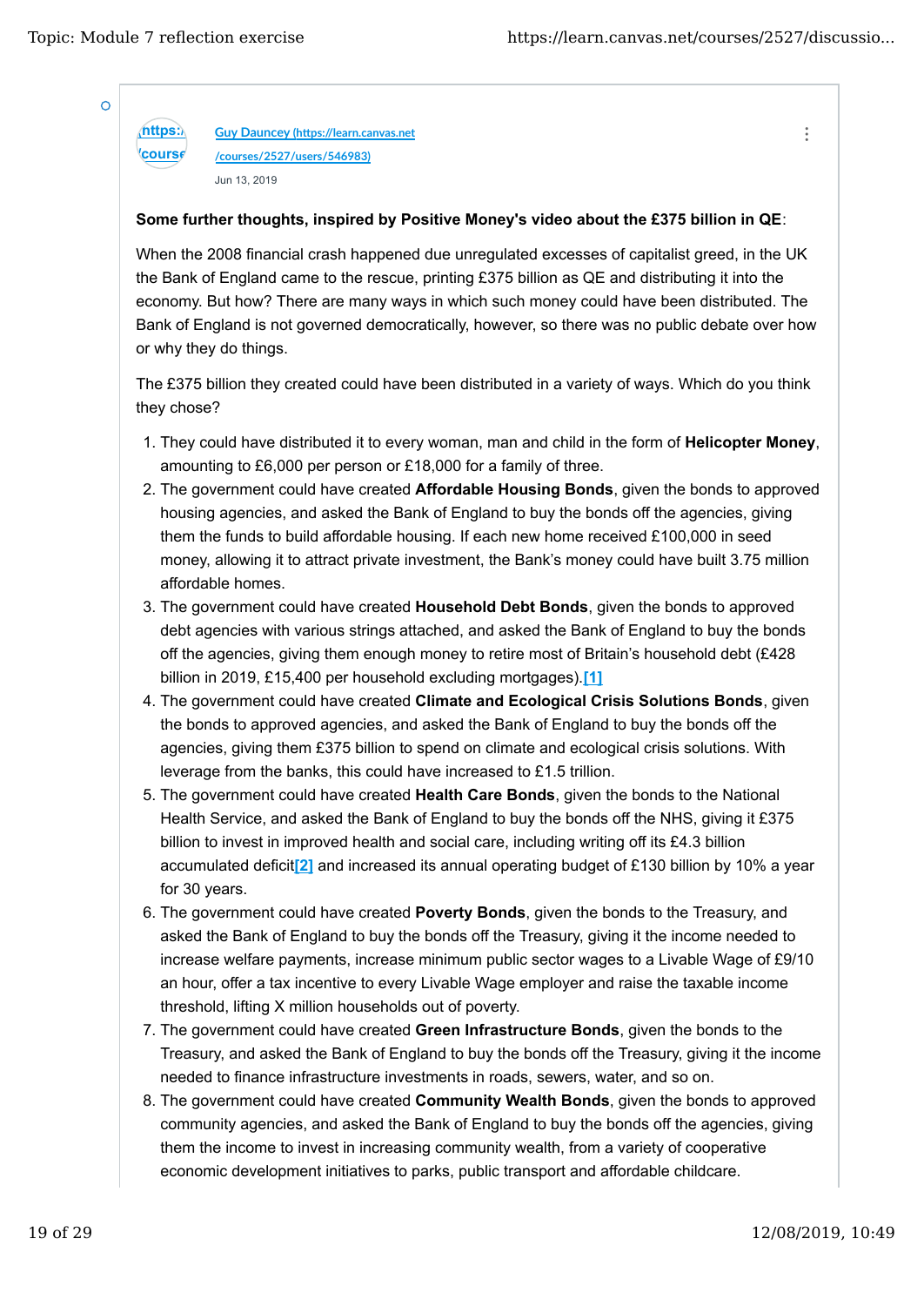Guy Dauncey (https://learn.canvas.net/courses/2527/users/546983)

Jun 13, 2019

**Some further thoughts, inspired by Positive Money's video about the £375 billion in QE**:

When the 2008 financial crash happened due unregulated excesses of capitalist greed, in the UK the Bank of England came to the rescue, printing £375 billion as QE and distributing it into the economy. But how? There are many ways in which such money could have been distributed. The Bank of England is not governed democratically, however, so there was no public debate over how or why they do things.

The £375 billion they created could have been distributed in a variety of ways. Which do you think they chose?

1. They could have distributed it to every woman, man and child in the form of **Helicopter Money**, amounting to £6,000 per person or £18,000 for a family of three.
2. The government could have created **Affordable Housing Bonds**, given the bonds to approved housing agencies, and asked the Bank of England to buy the bonds off the agencies, giving them the funds to build affordable housing. If each new home received £100,000 in seed money, allowing it to attract private investment, the Bank's money could have built 3.75 million affordable homes.
3. The government could have created **Household Debt Bonds**, given the bonds to approved debt agencies with various strings attached, and asked the Bank of England to buy the bonds off the agencies, giving them enough money to retire most of Britain's household debt (£428 billion in 2019, £15,400 per household excluding mortgages).[1]
4. The government could have created **Climate and Ecological Crisis Solutions Bonds**, given the bonds to approved agencies, and asked the Bank of England to buy the bonds off the agencies, giving them £375 billion to spend on climate and ecological crisis solutions. With leverage from the banks, this could have increased to £1.5 trillion.
5. The government could have created **Health Care Bonds**, given the bonds to the National Health Service, and asked the Bank of England to buy the bonds off the NHS, giving it £375 billion to invest in improved health and social care, including writing off its £4.3 billion accumulated deficit[2] and increased its annual operating budget of £130 billion by 10% a year for 30 years.
6. The government could have created **Poverty Bonds**, given the bonds to the Treasury, and asked the Bank of England to buy the bonds off the Treasury, giving it the income needed to increase welfare payments, increase minimum public sector wages to a Livable Wage of £9/10 an hour, offer a tax incentive to every Livable Wage employer and raise the taxable income threshold, lifting X million households out of poverty.
7. The government could have created **Green Infrastructure Bonds**, given the bonds to the Treasury, and asked the Bank of England to buy the bonds off the Treasury, giving it the income needed to finance infrastructure investments in roads, sewers, water, and so on.
8. The government could have created **Community Wealth Bonds**, given the bonds to approved community agencies, and asked the Bank of England to buy the bonds off the agencies, giving them the income to invest in increasing community wealth, from a variety of cooperative economic development initiatives to parks, public transport and affordable childcare.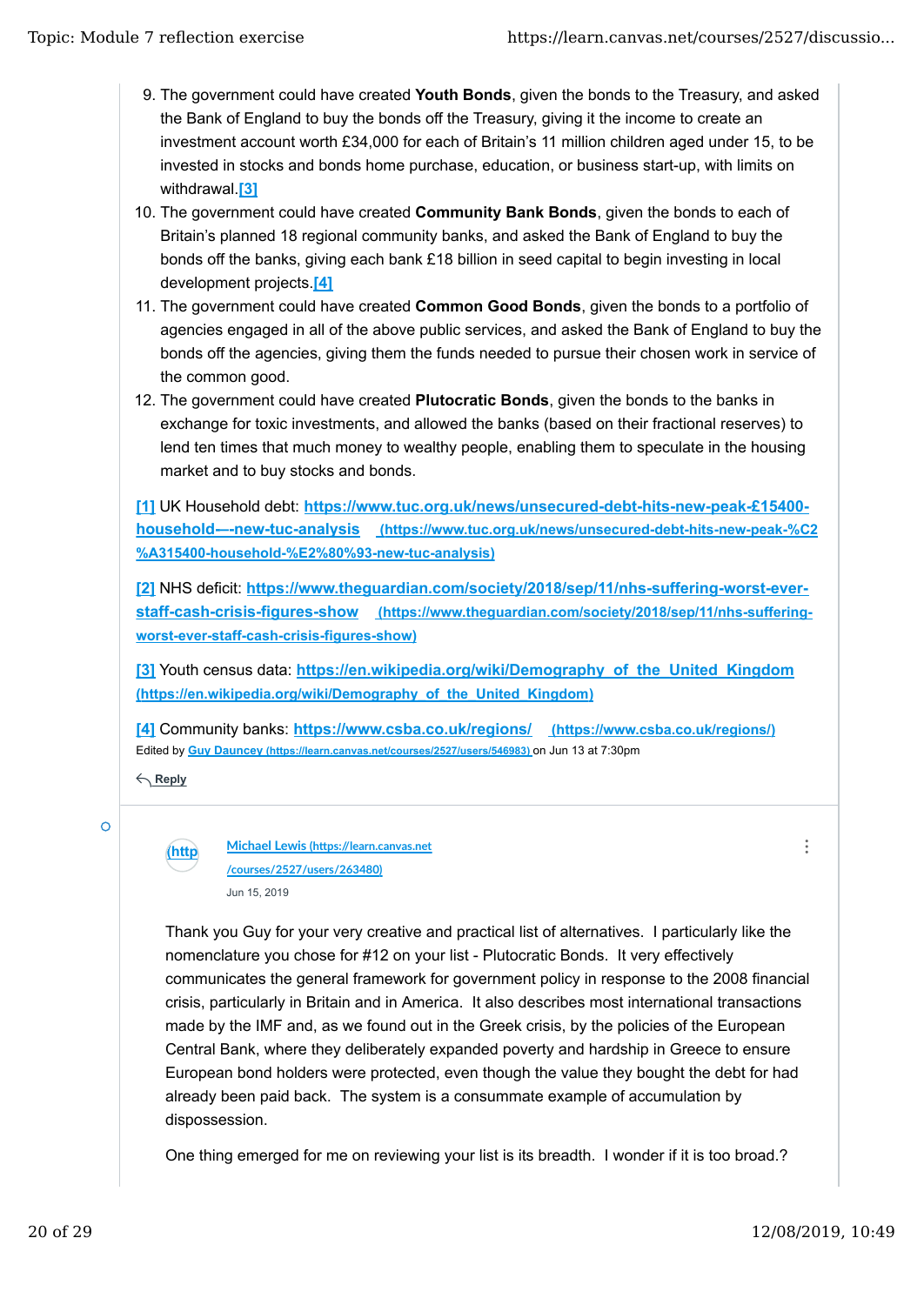9. The government could have created **Youth Bonds**, given the bonds to the Treasury, and asked the Bank of England to buy the bonds off the Treasury, giving it the income to create an investment account worth £34,000 for each of Britain's 11 million children aged under 15, to be invested in stocks and bonds home purchase, education, or business start-up, with limits on withdrawal.[3]
10. The government could have created **Community Bank Bonds**, given the bonds to each of Britain's planned 18 regional community banks, and asked the Bank of England to buy the bonds off the banks, giving each bank £18 billion in seed capital to begin investing in local development projects.[4]
11. The government could have created **Common Good Bonds**, given the bonds to a portfolio of agencies engaged in all of the above public services, and asked the Bank of England to buy the bonds off the agencies, giving them the funds needed to pursue their chosen work in service of the common good.
12. The government could have created **Plutocratic Bonds**, given the bonds to the banks in exchange for toxic investments, and allowed the banks (based on their fractional reserves) to lend ten times that much money to wealthy people, enabling them to speculate in the housing market and to buy stocks and bonds.

[1] UK Household debt: https://www.tuc.org.uk/news/unsecured-debt-hits-new-peak-£15400-household—-new-tuc-analysis (https://www.tuc.org.uk/news/unsecured-debt-hits-new-peak-%C2%A315400-household-%E2%80%93-new-tuc-analysis)

[2] NHS deficit: https://www.theguardian.com/society/2018/sep/11/nhs-suffering-worst-ever-staff-cash-crisis-figures-show (https://www.theguardian.com/society/2018/sep/11/nhs-suffering-worst-ever-staff-cash-crisis-figures-show)

[3] Youth census data: https://en.wikipedia.org/wiki/Demography_of_the_United_Kingdom (https://en.wikipedia.org/wiki/Demography_of_the_United_Kingdom)

[4] Community banks: https://www.csba.co.uk/regions/ (https://www.csba.co.uk/regions/)

Edited by Guy Dauncey (https://learn.canvas.net/courses/2527/users/546983) on Jun 13 at 7:30pm

Reply

Michael Lewis (https://learn.canvas.net/courses/2527/users/263480)

Jun 15, 2019

Thank you Guy for your very creative and practical list of alternatives. I particularly like the nomenclature you chose for #12 on your list - Plutocratic Bonds. It very effectively communicates the general framework for government policy in response to the 2008 financial crisis, particularly in Britain and in America. It also describes most international transactions made by the IMF and, as we found out in the Greek crisis, by the policies of the European Central Bank, where they deliberately expanded poverty and hardship in Greece to ensure European bond holders were protected, even though the value they bought the debt for had already been paid back. The system is a consummate example of accumulation by dispossession.

One thing emerged for me on reviewing your list is its breadth. I wonder if it is too broad.?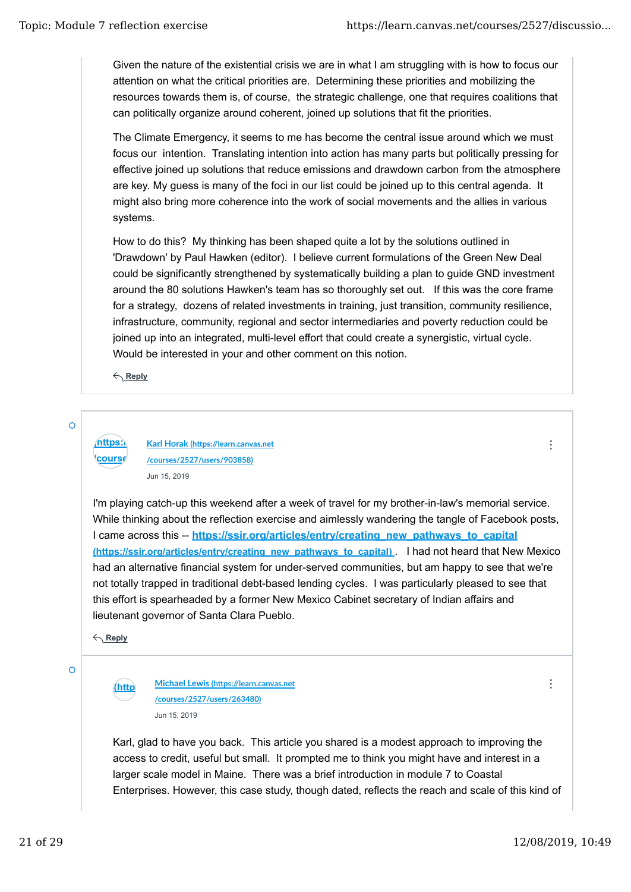Given the nature of the existential crisis we are in what I am struggling with is how to focus our attention on what the critical priorities are. Determining these priorities and mobilizing the resources towards them is, of course, the strategic challenge, one that requires coalitions that can politically organize around coherent, joined up solutions that fit the priorities.

The Climate Emergency, it seems to me has become the central issue around which we must focus our intention. Translating intention into action has many parts but politically pressing for effective joined up solutions that reduce emissions and drawdown carbon from the atmosphere are key. My guess is many of the foci in our list could be joined up to this central agenda. It might also bring more coherence into the work of social movements and the allies in various systems.

How to do this? My thinking has been shaped quite a lot by the solutions outlined in 'Drawdown' by Paul Hawken (editor). I believe current formulations of the Green New Deal could be significantly strengthened by systematically building a plan to guide GND investment around the 80 solutions Hawken's team has so thoroughly set out. If this was the core frame for a strategy, dozens of related investments in training, just transition, community resilience, infrastructure, community, regional and sector intermediaries and poverty reduction could be joined up into an integrated, multi-level effort that could create a synergistic, virtual cycle. Would be interested in your and other comment on this notion.

Reply

---

[Karl Horak (https://learn.canvas.net/courses/2527/users/903858)](https://learn.canvas.net/courses/2527/users/903858)

Jun 15, 2019

I'm playing catch-up this weekend after a week of travel for my brother-in-law's memorial service. While thinking about the reflection exercise and aimlessly wandering the tangle of Facebook posts, I came across this -- [https://ssir.org/articles/entry/creating_new_pathways_to_capital (https://ssir.org/articles/entry/creating_new_pathways_to_capital)](https://ssir.org/articles/entry/creating_new_pathways_to_capital). I had not heard that New Mexico had an alternative financial system for under-served communities, but am happy to see that we're not totally trapped in traditional debt-based lending cycles. I was particularly pleased to see that this effort is spearheaded by a former New Mexico Cabinet secretary of Indian affairs and lieutenant governor of Santa Clara Pueblo.

Reply

---

[Michael Lewis (https://learn.canvas.net/courses/2527/users/263480)](https://learn.canvas.net/courses/2527/users/263480)

Jun 15, 2019

Karl, glad to have you back. This article you shared is a modest approach to improving the access to credit, useful but small. It prompted me to think you might have and interest in a larger scale model in Maine. There was a brief introduction in module 7 to Coastal Enterprises. However, this case study, though dated, reflects the reach and scale of this kind of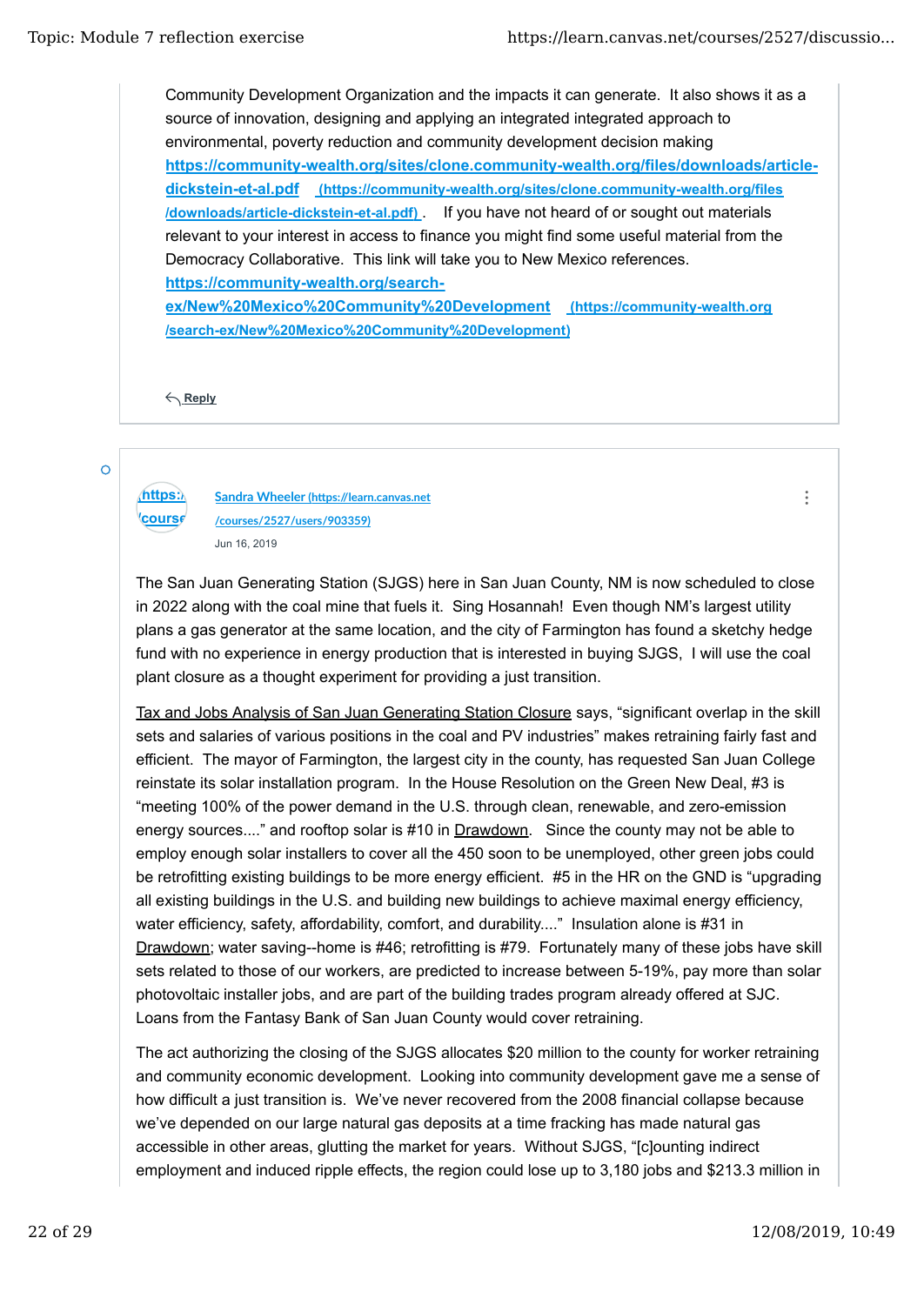Community Development Organization and the impacts it can generate. It also shows it as a source of innovation, designing and applying an integrated integrated approach to environmental, poverty reduction and community development decision making **https://community-wealth.org/sites/clone.community-wealth.org/files/downloads/article-dickstein-et-al.pdf** (https://community-wealth.org/sites/clone.community-wealth.org/files/downloads/article-dickstein-et-al.pdf) . If you have not heard of or sought out materials relevant to your interest in access to finance you might find some useful material from the Democracy Collaborative. This link will take you to New Mexico references. **https://community-wealth.org/search-ex/New%20Mexico%20Community%20Development** (https://community-wealth.org/search-ex/New%20Mexico%20Community%20Development)

Reply

---

Sandra Wheeler (https://learn.canvas.net/courses/2527/users/903359)

Jun 16, 2019

The San Juan Generating Station (SJGS) here in San Juan County, NM is now scheduled to close in 2022 along with the coal mine that fuels it. Sing Hosannah! Even though NM's largest utility plans a gas generator at the same location, and the city of Farmington has found a sketchy hedge fund with no experience in energy production that is interested in buying SJGS, I will use the coal plant closure as a thought experiment for providing a just transition.

Tax and Jobs Analysis of San Juan Generating Station Closure says, "significant overlap in the skill sets and salaries of various positions in the coal and PV industries" makes retraining fairly fast and efficient. The mayor of Farmington, the largest city in the county, has requested San Juan College reinstate its solar installation program. In the House Resolution on the Green New Deal, #3 is "meeting 100% of the power demand in the U.S. through clean, renewable, and zero-emission energy sources...." and rooftop solar is #10 in Drawdown. Since the county may not be able to employ enough solar installers to cover all the 450 soon to be unemployed, other green jobs could be retrofitting existing buildings to be more energy efficient. #5 in the HR on the GND is "upgrading all existing buildings in the U.S. and building new buildings to achieve maximal energy efficiency, water efficiency, safety, affordability, comfort, and durability...." Insulation alone is #31 in Drawdown; water saving--home is #46; retrofitting is #79. Fortunately many of these jobs have skill sets related to those of our workers, are predicted to increase between 5-19%, pay more than solar photovoltaic installer jobs, and are part of the building trades program already offered at SJC. Loans from the Fantasy Bank of San Juan County would cover retraining.

The act authorizing the closing of the SJGS allocates $20 million to the county for worker retraining and community economic development. Looking into community development gave me a sense of how difficult a just transition is. We've never recovered from the 2008 financial collapse because we've depended on our large natural gas deposits at a time fracking has made natural gas accessible in other areas, glutting the market for years. Without SJGS, "[c]ounting indirect employment and induced ripple effects, the region could lose up to 3,180 jobs and $213.3 million in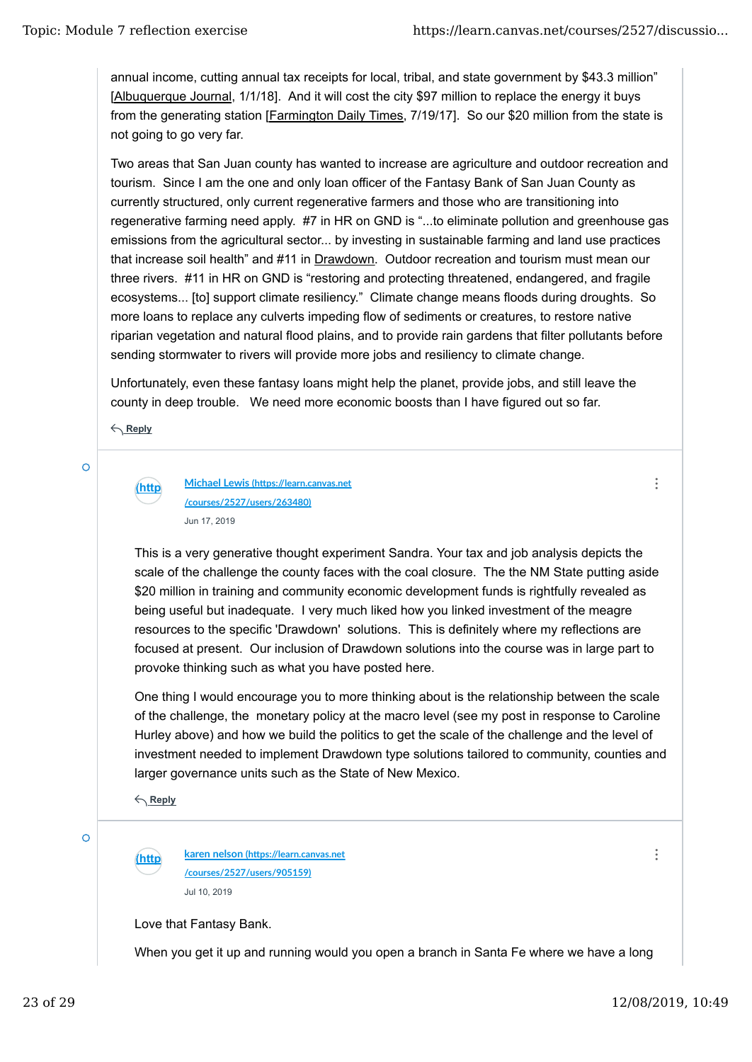annual income, cutting annual tax receipts for local, tribal, and state government by $43.3 million" [Albuquerque Journal, 1/1/18]. And it will cost the city $97 million to replace the energy it buys from the generating station [Farmington Daily Times, 7/19/17]. So our $20 million from the state is not going to go very far.

Two areas that San Juan county has wanted to increase are agriculture and outdoor recreation and tourism. Since I am the one and only loan officer of the Fantasy Bank of San Juan County as currently structured, only current regenerative farmers and those who are transitioning into regenerative farming need apply. #7 in HR on GND is "...to eliminate pollution and greenhouse gas emissions from the agricultural sector... by investing in sustainable farming and land use practices that increase soil health" and #11 in Drawdown. Outdoor recreation and tourism must mean our three rivers. #11 in HR on GND is "restoring and protecting threatened, endangered, and fragile ecosystems... [to] support climate resiliency." Climate change means floods during droughts. So more loans to replace any culverts impeding flow of sediments or creatures, to restore native riparian vegetation and natural flood plains, and to provide rain gardens that filter pollutants before sending stormwater to rivers will provide more jobs and resiliency to climate change.

Unfortunately, even these fantasy loans might help the planet, provide jobs, and still leave the county in deep trouble. We need more economic boosts than I have figured out so far.

Reply

Michael Lewis (https://learn.canvas.net/courses/2527/users/263480)

Jun 17, 2019

This is a very generative thought experiment Sandra. Your tax and job analysis depicts the scale of the challenge the county faces with the coal closure. The the NM State putting aside $20 million in training and community economic development funds is rightfully revealed as being useful but inadequate. I very much liked how you linked investment of the meagre resources to the specific 'Drawdown' solutions. This is definitely where my reflections are focused at present. Our inclusion of Drawdown solutions into the course was in large part to provoke thinking such as what you have posted here.

One thing I would encourage you to more thinking about is the relationship between the scale of the challenge, the monetary policy at the macro level (see my post in response to Caroline Hurley above) and how we build the politics to get the scale of the challenge and the level of investment needed to implement Drawdown type solutions tailored to community, counties and larger governance units such as the State of New Mexico.

Reply

karen nelson (https://learn.canvas.net/courses/2527/users/905159)

Jul 10, 2019

Love that Fantasy Bank.

When you get it up and running would you open a branch in Santa Fe where we have a long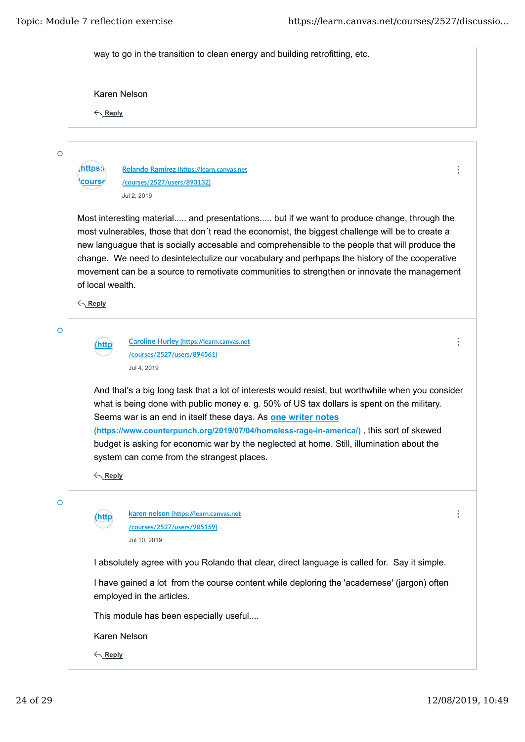way to go in the transition to clean energy and building retrofitting, etc.

Karen Nelson

Reply

---

[Rolando Ramirez (https://learn.canvas.net/courses/2527/users/893132)](https://learn.canvas.net/courses/2527/users/893132)

Jul 2, 2019

Most interesting material..... and presentations..... but if we want to produce change, through the most vulnerables, those that don´t read the economist, the biggest challenge will be to create a new languague that is socially accesable and comprehensible to the people that will produce the change. We need to desintelectulize our vocabulary and perhpaps the history of the cooperative movement can be a source to remotivate communities to strengthen or innovate the management of local wealth.

Reply

---

[Caroline Hurley (https://learn.canvas.net/courses/2527/users/894561)](https://learn.canvas.net/courses/2527/users/894561)

Jul 4, 2019

And that's a big long task that a lot of interests would resist, but worthwhile when you consider what is being done with public money e. g. 50% of US tax dollars is spent on the military. Seems war is an end in itself these days. As [one writer notes (https://www.counterpunch.org/2019/07/04/homeless-rage-in-america/)](https://www.counterpunch.org/2019/07/04/homeless-rage-in-america/) , this sort of skewed budget is asking for economic war by the neglected at home. Still, illumination about the system can come from the strangest places.

Reply

---

[karen nelson (https://learn.canvas.net/courses/2527/users/905159)](https://learn.canvas.net/courses/2527/users/905159)

Jul 10, 2019

I absolutely agree with you Rolando that clear, direct language is called for. Say it simple.

I have gained a lot from the course content while deploring the 'academese' (jargon) often employed in the articles.

This module has been especially useful....

Karen Nelson

Reply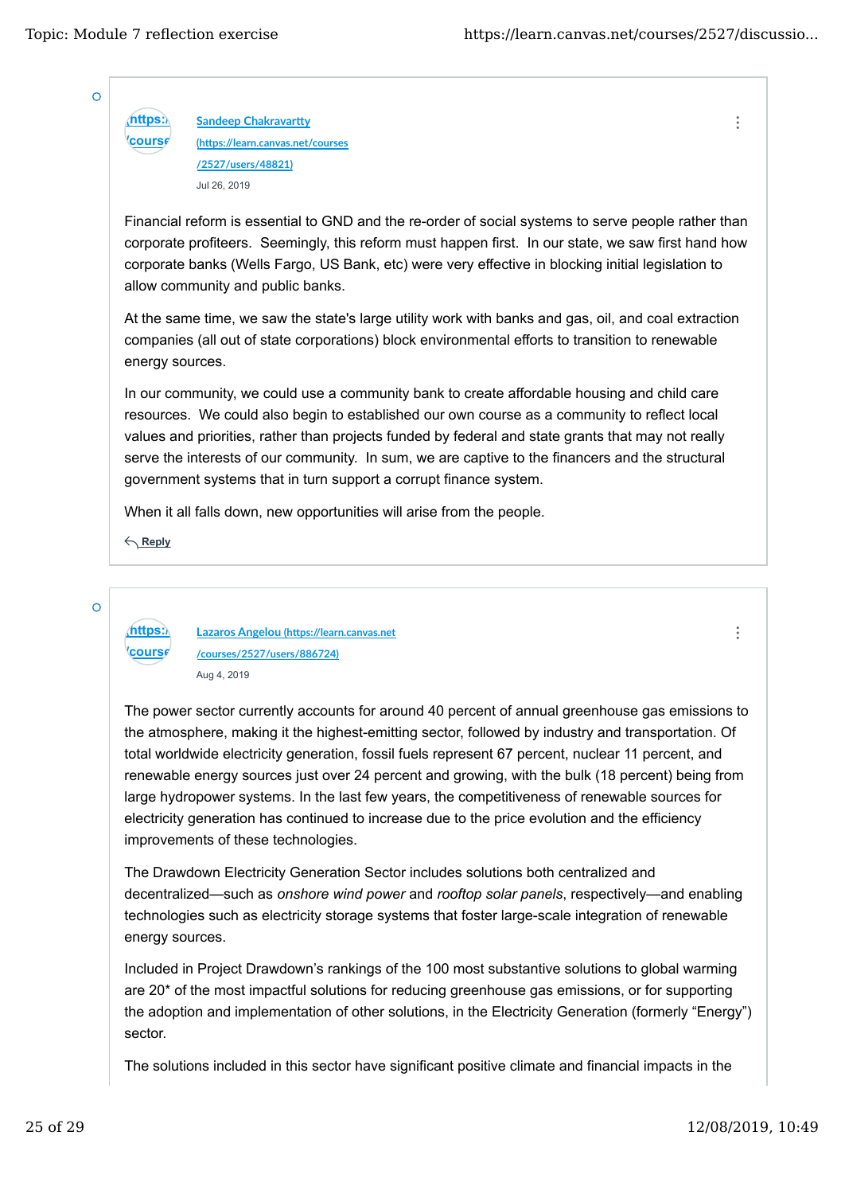[Sandeep Chakravartty (https://learn.canvas.net/courses/2527/users/48821)](https://learn.canvas.net/courses/2527/users/48821)

Jul 26, 2019

Financial reform is essential to GND and the re-order of social systems to serve people rather than corporate profiteers. Seemingly, this reform must happen first. In our state, we saw first hand how corporate banks (Wells Fargo, US Bank, etc) were very effective in blocking initial legislation to allow community and public banks.

At the same time, we saw the state's large utility work with banks and gas, oil, and coal extraction companies (all out of state corporations) block environmental efforts to transition to renewable energy sources.

In our community, we could use a community bank to create affordable housing and child care resources. We could also begin to established our own course as a community to reflect local values and priorities, rather than projects funded by federal and state grants that may not really serve the interests of our community. In sum, we are captive to the financers and the structural government systems that in turn support a corrupt finance system.

When it all falls down, new opportunities will arise from the people.

Reply

[Lazaros Angelou (https://learn.canvas.net/courses/2527/users/886724)](https://learn.canvas.net/courses/2527/users/886724)

Aug 4, 2019

The power sector currently accounts for around 40 percent of annual greenhouse gas emissions to the atmosphere, making it the highest-emitting sector, followed by industry and transportation. Of total worldwide electricity generation, fossil fuels represent 67 percent, nuclear 11 percent, and renewable energy sources just over 24 percent and growing, with the bulk (18 percent) being from large hydropower systems. In the last few years, the competitiveness of renewable sources for electricity generation has continued to increase due to the price evolution and the efficiency improvements of these technologies.

The Drawdown Electricity Generation Sector includes solutions both centralized and decentralized—such as *onshore wind power* and *rooftop solar panels*, respectively—and enabling technologies such as electricity storage systems that foster large-scale integration of renewable energy sources.

Included in Project Drawdown's rankings of the 100 most substantive solutions to global warming are 20* of the most impactful solutions for reducing greenhouse gas emissions, or for supporting the adoption and implementation of other solutions, in the Electricity Generation (formerly "Energy") sector.

The solutions included in this sector have significant positive climate and financial impacts in the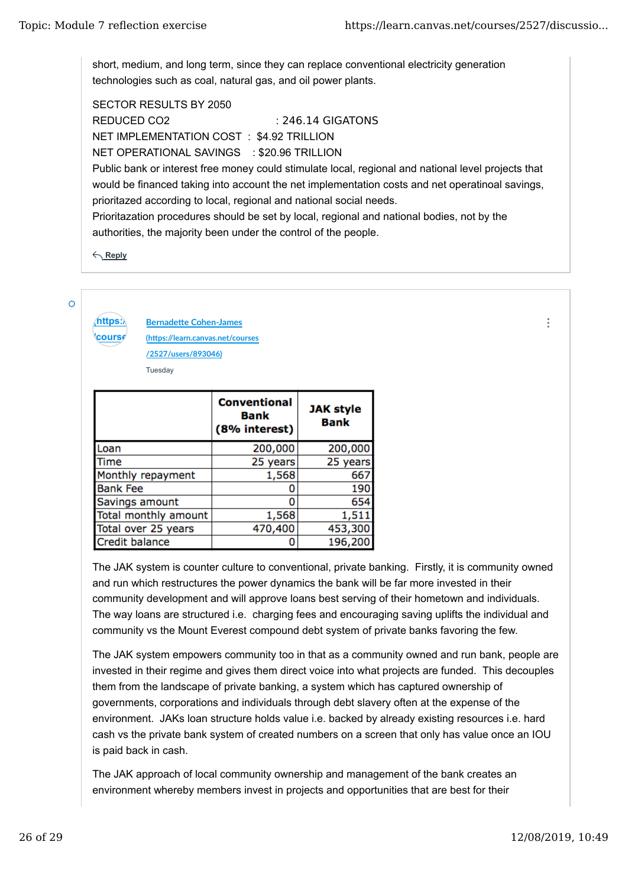short, medium, and long term, since they can replace conventional electricity generation technologies such as coal, natural gas, and oil power plants.

SECTOR RESULTS BY 2050
REDUCED CO2 : 246.14 GIGATONS
NET IMPLEMENTATION COST : $4.92 TRILLION
NET OPERATIONAL SAVINGS : $20.96 TRILLION
Public bank or interest free money could stimulate local, regional and national level projects that would be financed taking into account the net implementation costs and net operatinoal savings, prioritazed according to local, regional and national social needs.
Prioritazation procedures should be set by local, regional and national bodies, not by the authorities, the majority been under the control of the people.

Reply

Bernadette Cohen-James (https://learn.canvas.net/courses/2527/users/893046)

Tuesday

| | Conventional Bank (8% interest) | JAK style Bank |
|---|---|---|
| Loan | 200,000 | 200,000 |
| Time | 25 years | 25 years |
| Monthly repayment | 1,568 | 667 |
| Bank Fee | 0 | 190 |
| Savings amount | 0 | 654 |
| Total monthly amount | 1,568 | 1,511 |
| Total over 25 years | 470,400 | 453,300 |
| Credit balance | 0 | 196,200 |

The JAK system is counter culture to conventional, private banking. Firstly, it is community owned and run which restructures the power dynamics the bank will be far more invested in their community development and will approve loans best serving of their hometown and individuals. The way loans are structured i.e. charging fees and encouraging saving uplifts the individual and community vs the Mount Everest compound debt system of private banks favoring the few.

The JAK system empowers community too in that as a community owned and run bank, people are invested in their regime and gives them direct voice into what projects are funded. This decouples them from the landscape of private banking, a system which has captured ownership of governments, corporations and individuals through debt slavery often at the expense of the environment. JAKs loan structure holds value i.e. backed by already existing resources i.e. hard cash vs the private bank system of created numbers on a screen that only has value once an IOU is paid back in cash.

The JAK approach of local community ownership and management of the bank creates an environment whereby members invest in projects and opportunities that are best for their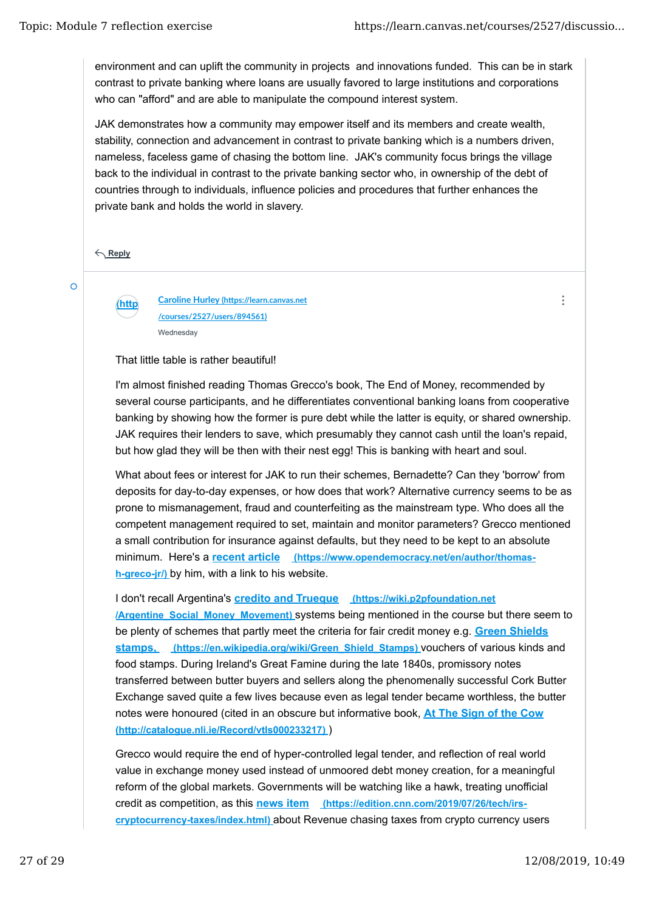environment and can uplift the community in projects and innovations funded. This can be in stark contrast to private banking where loans are usually favored to large institutions and corporations who can "afford" and are able to manipulate the compound interest system.

JAK demonstrates how a community may empower itself and its members and create wealth, stability, connection and advancement in contrast to private banking which is a numbers driven, nameless, faceless game of chasing the bottom line. JAK's community focus brings the village back to the individual in contrast to the private banking sector who, in ownership of the debt of countries through to individuals, influence policies and procedures that further enhances the private bank and holds the world in slavery.

Reply

(http

[Caroline Hurley (https://learn.canvas.net/courses/2527/users/894561)](https://learn.canvas.net/courses/2527/users/894561)

Wednesday

That little table is rather beautiful!

I'm almost finished reading Thomas Grecco's book, The End of Money, recommended by several course participants, and he differentiates conventional banking loans from cooperative banking by showing how the former is pure debt while the latter is equity, or shared ownership. JAK requires their lenders to save, which presumably they cannot cash until the loan's repaid, but how glad they will be then with their nest egg! This is banking with heart and soul.

What about fees or interest for JAK to run their schemes, Bernadette? Can they 'borrow' from deposits for day-to-day expenses, or how does that work? Alternative currency seems to be as prone to mismanagement, fraud and counterfeiting as the mainstream type. Who does all the competent management required to set, maintain and monitor parameters? Grecco mentioned a small contribution for insurance against defaults, but they need to be kept to an absolute minimum. Here's a [recent article (https://www.opendemocracy.net/en/author/thomas-h-greco-jr/)](https://www.opendemocracy.net/en/author/thomas-h-greco-jr/) by him, with a link to his website.

I don't recall Argentina's [credito and Trueque (https://wiki.p2pfoundation.net/Argentine_Social_Money_Movement)](https://wiki.p2pfoundation.net/Argentine_Social_Money_Movement) systems being mentioned in the course but there seem to be plenty of schemes that partly meet the criteria for fair credit money e.g. [Green Shields stamps, (https://en.wikipedia.org/wiki/Green_Shield_Stamps)](https://en.wikipedia.org/wiki/Green_Shield_Stamps) vouchers of various kinds and food stamps. During Ireland's Great Famine during the late 1840s, promissory notes transferred between butter buyers and sellers along the phenomenally successful Cork Butter Exchange saved quite a few lives because even as legal tender became worthless, the butter notes were honoured (cited in an obscure but informative book, [At The Sign of the Cow (http://catalogue.nli.ie/Record/vtls000233217)](http://catalogue.nli.ie/Record/vtls000233217) )

Grecco would require the end of hyper-controlled legal tender, and reflection of real world value in exchange money used instead of unmoored debt money creation, for a meaningful reform of the global markets. Governments will be watching like a hawk, treating unofficial credit as competition, as this [news item (https://edition.cnn.com/2019/07/26/tech/irs-cryptocurrency-taxes/index.html)](https://edition.cnn.com/2019/07/26/tech/irs-cryptocurrency-taxes/index.html) about Revenue chasing taxes from crypto currency users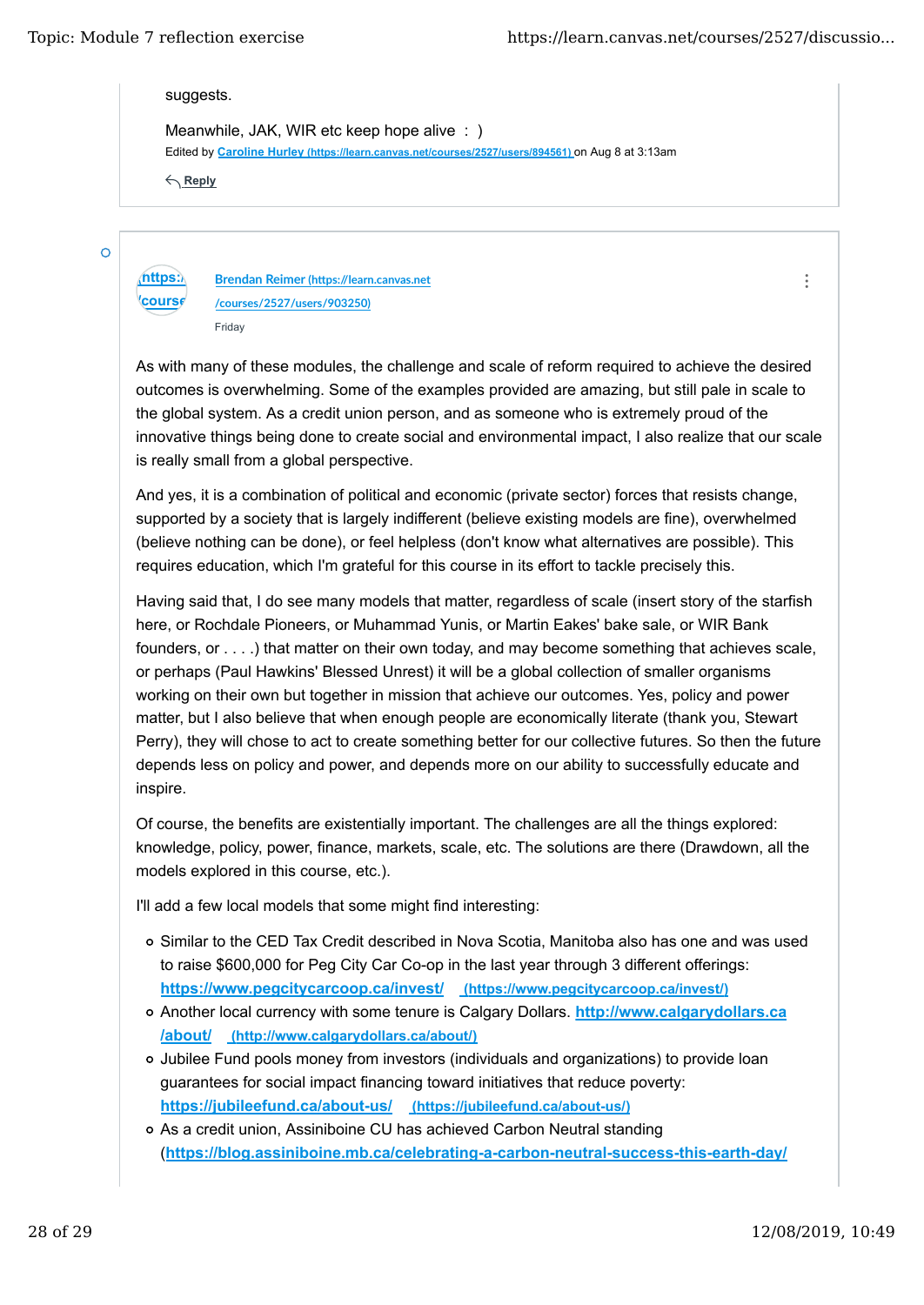suggests.

Meanwhile, JAK, WIR etc keep hope alive : )

Edited by [Caroline Hurley (https://learn.canvas.net/courses/2527/users/894561)](https://learn.canvas.net/courses/2527/users/894561) on Aug 8 at 3:13am

Reply

---

[Brendan Reimer (https://learn.canvas.net/courses/2527/users/903250)](https://learn.canvas.net/courses/2527/users/903250)

Friday

As with many of these modules, the challenge and scale of reform required to achieve the desired outcomes is overwhelming. Some of the examples provided are amazing, but still pale in scale to the global system. As a credit union person, and as someone who is extremely proud of the innovative things being done to create social and environmental impact, I also realize that our scale is really small from a global perspective.

And yes, it is a combination of political and economic (private sector) forces that resists change, supported by a society that is largely indifferent (believe existing models are fine), overwhelmed (believe nothing can be done), or feel helpless (don't know what alternatives are possible). This requires education, which I'm grateful for this course in its effort to tackle precisely this.

Having said that, I do see many models that matter, regardless of scale (insert story of the starfish here, or Rochdale Pioneers, or Muhammad Yunis, or Martin Eakes' bake sale, or WIR Bank founders, or . . . .) that matter on their own today, and may become something that achieves scale, or perhaps (Paul Hawkins' Blessed Unrest) it will be a global collection of smaller organisms working on their own but together in mission that achieve our outcomes. Yes, policy and power matter, but I also believe that when enough people are economically literate (thank you, Stewart Perry), they will chose to act to create something better for our collective futures. So then the future depends less on policy and power, and depends more on our ability to successfully educate and inspire.

Of course, the benefits are existentially important. The challenges are all the things explored: knowledge, policy, power, finance, markets, scale, etc. The solutions are there (Drawdown, all the models explored in this course, etc.).

I'll add a few local models that some might find interesting:

- Similar to the CED Tax Credit described in Nova Scotia, Manitoba also has one and was used to raise $600,000 for Peg City Car Co-op in the last year through 3 different offerings: [https://www.pegcitycarcoop.ca/invest/ (https://www.pegcitycarcoop.ca/invest/)](https://www.pegcitycarcoop.ca/invest/)
- Another local currency with some tenure is Calgary Dollars. [http://www.calgarydollars.ca/about/ (http://www.calgarydollars.ca/about/)](http://www.calgarydollars.ca/about/)
- Jubilee Fund pools money from investors (individuals and organizations) to provide loan guarantees for social impact financing toward initiatives that reduce poverty: [https://jubileefund.ca/about-us/ (https://jubileefund.ca/about-us/)](https://jubileefund.ca/about-us/)
- As a credit union, Assiniboine CU has achieved Carbon Neutral standing ([https://blog.assiniboine.mb.ca/celebrating-a-carbon-neutral-success-this-earth-day/](https://blog.assiniboine.mb.ca/celebrating-a-carbon-neutral-success-this-earth-day/)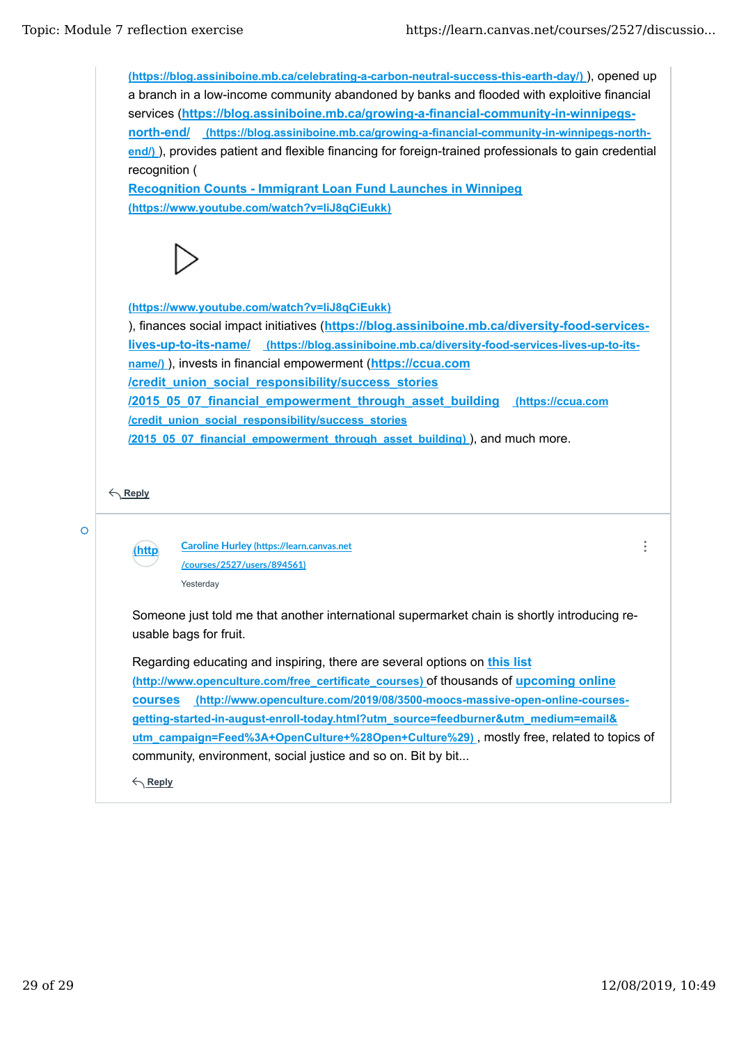(https://blog.assiniboine.mb.ca/celebrating-a-carbon-neutral-success-this-earth-day/) ), opened up a branch in a low-income community abandoned by banks and flooded with exploitive financial services (https://blog.assiniboine.mb.ca/growing-a-financial-community-in-winnipegs-north-end/ (https://blog.assiniboine.mb.ca/growing-a-financial-community-in-winnipegs-north-end/) ), provides patient and flexible financing for foreign-trained professionals to gain credential recognition (
Recognition Counts - Immigrant Loan Fund Launches in Winnipeg
(https://www.youtube.com/watch?v=liJ8qCiEukk)

(https://www.youtube.com/watch?v=liJ8qCiEukk)
), finances social impact initiatives (https://blog.assiniboine.mb.ca/diversity-food-services-lives-up-to-its-name/ (https://blog.assiniboine.mb.ca/diversity-food-services-lives-up-to-its-name/) ), invests in financial empowerment (https://ccua.com/credit_union_social_responsibility/success_stories/2015_05_07_financial_empowerment_through_asset_building (https://ccua.com/credit_union_social_responsibility/success_stories/2015_05_07_financial_empowerment_through_asset_building) ), and much more.

Reply

---

Caroline Hurley (https://learn.canvas.net/courses/2527/users/894561)

Yesterday

Someone just told me that another international supermarket chain is shortly introducing re-usable bags for fruit.

Regarding educating and inspiring, there are several options on this list (http://www.openculture.com/free_certificate_courses) of thousands of upcoming online courses (http://www.openculture.com/2019/08/3500-moocs-massive-open-online-courses-getting-started-in-august-enroll-today.html?utm_source=feedburner&utm_medium=email&utm_campaign=Feed%3A+OpenCulture+%28Open+Culture%29) , mostly free, related to topics of community, environment, social justice and so on. Bit by bit...

Reply